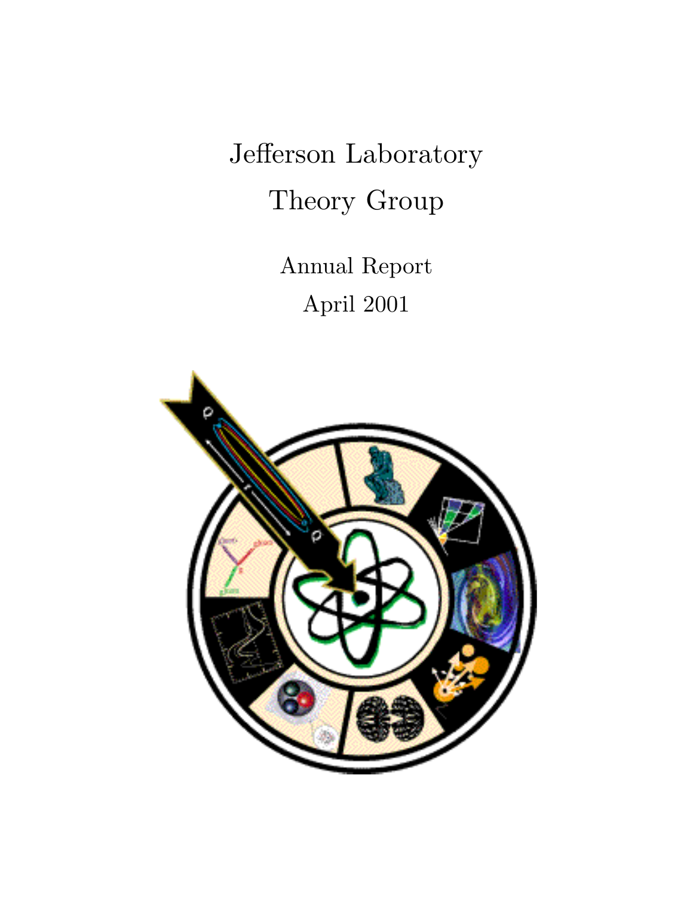# Jefferson Laboratory

# Theory Group

Annual Report

April 2001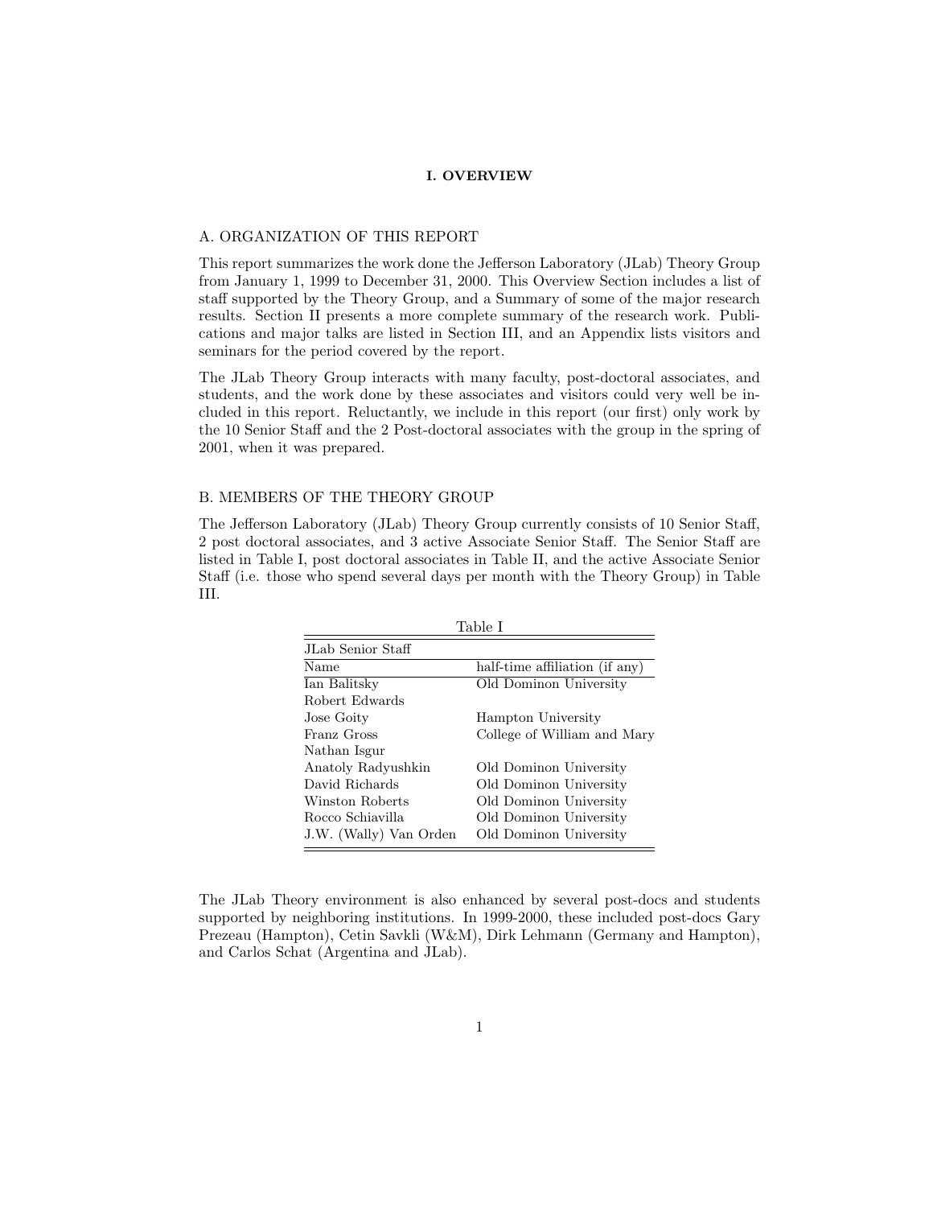# I. OVERVIEW

## A. ORGANIZATION OF THIS REPORT

This report summarizes the work done the Jefferson Laboratory (JLab) Theory Group from January 1, 1999 to December 31, 2000. This Overview Section includes a list of staff supported by the Theory Group, and a Summary of some of the major research results. Section II presents a more complete summary of the research work. Publications and major talks are listed in Section III, and an Appendix lists visitors and seminars for the period covered by the report.

The JLab Theory Group interacts with many faculty, post-doctoral associates, and students, and the work done by these associates and visitors could very well be included in this report. Reluctantly, we include in this report (our first) only work by the 10 Senior Staff and the 2 Post-doctoral associates with the group in the spring of 2001, when it was prepared.

## B. MEMBERS OF THE THEORY GROUP

The Jefferson Laboratory (JLab) Theory Group currently consists of 10 Senior Staff, 2 post doctoral associates, and 3 active Associate Senior Staff. The Senior Staff are listed in Table I, post doctoral associates in Table II, and the active Associate Senior Staff (i.e. those who spend several days per month with the Theory Group) in Table III.

Table I

JLab Senior Staff

| Name | half-time affiliation (if any) |
|---|---|
| Ian Balitsky | Old Dominon University |
| Robert Edwards | |
| Jose Goity | Hampton University |
| Franz Gross | College of William and Mary |
| Nathan Isgur | |
| Anatoly Radyushkin | Old Dominon University |
| David Richards | Old Dominon University |
| Winston Roberts | Old Dominon University |
| Rocco Schiavilla | Old Dominon University |
| J.W. (Wally) Van Orden | Old Dominon University |

The JLab Theory environment is also enhanced by several post-docs and students supported by neighboring institutions. In 1999-2000, these included post-docs Gary Prezeau (Hampton), Cetin Savkli (W&M), Dirk Lehmann (Germany and Hampton), and Carlos Schat (Argentina and JLab).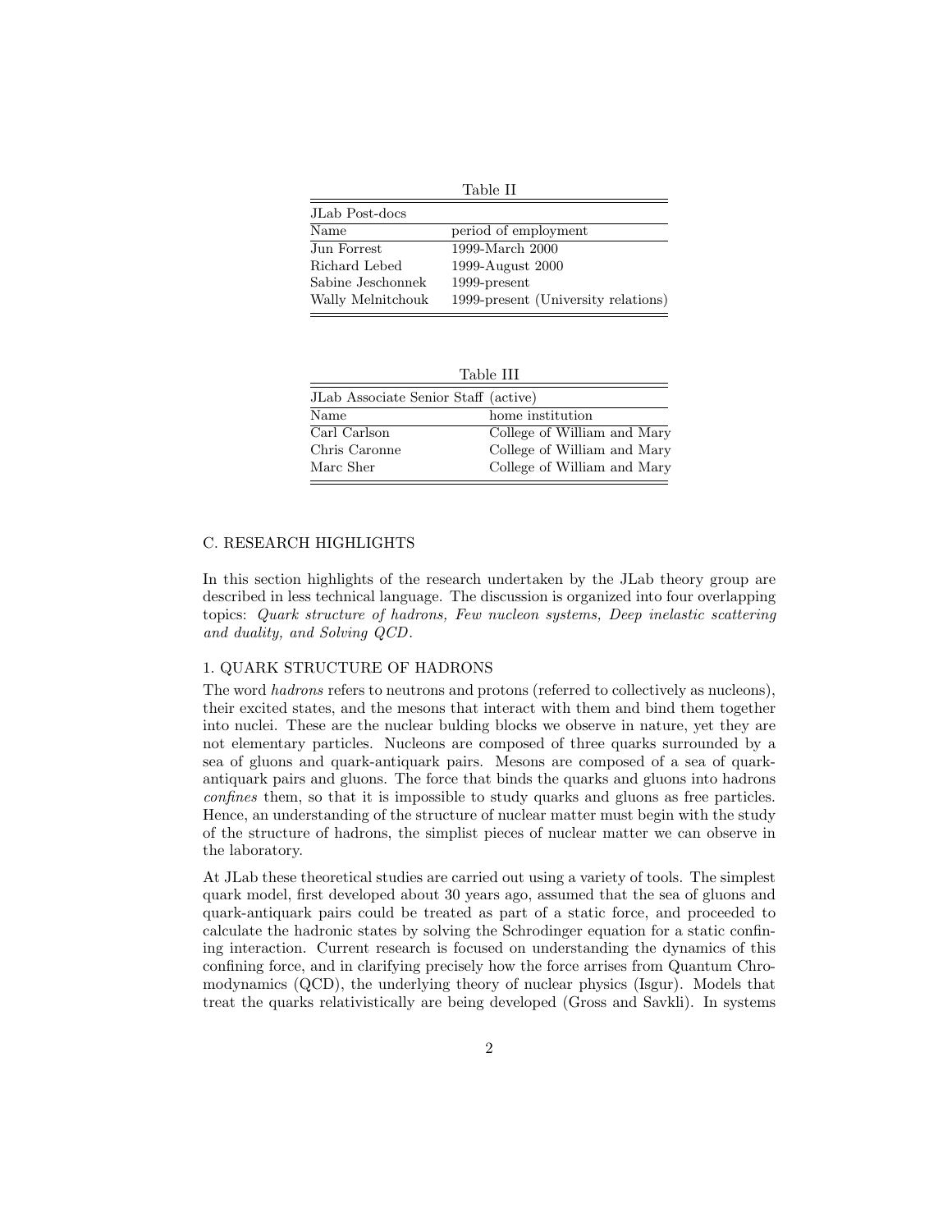Table II

| JLab Post-docs | |
|---|---|
| Name | period of employment |
| Jun Forrest | 1999-March 2000 |
| Richard Lebed | 1999-August 2000 |
| Sabine Jeschonnek | 1999-present |
| Wally Melnitchouk | 1999-present (University relations) |

Table III

| JLab Associate Senior Staff (active) | |
|---|---|
| Name | home institution |
| Carl Carlson | College of William and Mary |
| Chris Caronne | College of William and Mary |
| Marc Sher | College of William and Mary |

## C. RESEARCH HIGHLIGHTS

In this section highlights of the research undertaken by the JLab theory group are described in less technical language. The discussion is organized into four overlapping topics: *Quark structure of hadrons, Few nucleon systems, Deep inelastic scattering and duality, and Solving QCD*.

### 1. QUARK STRUCTURE OF HADRONS

The word *hadrons* refers to neutrons and protons (referred to collectively as nucleons), their excited states, and the mesons that interact with them and bind them together into nuclei. These are the nuclear bulding blocks we observe in nature, yet they are not elementary particles. Nucleons are composed of three quarks surrounded by a sea of gluons and quark-antiquark pairs. Mesons are composed of a sea of quark-antiquark pairs and gluons. The force that binds the quarks and gluons into hadrons *confines* them, so that it is impossible to study quarks and gluons as free particles. Hence, an understanding of the structure of nuclear matter must begin with the study of the structure of hadrons, the simplist pieces of nuclear matter we can observe in the laboratory.

At JLab these theoretical studies are carried out using a variety of tools. The simplest quark model, first developed about 30 years ago, assumed that the sea of gluons and quark-antiquark pairs could be treated as part of a static force, and proceeded to calculate the hadronic states by solving the Schrodinger equation for a static confining interaction. Current research is focused on understanding the dynamics of this confining force, and in clarifying precisely how the force arrises from Quantum Chromodynamics (QCD), the underlying theory of nuclear physics (Isgur). Models that treat the quarks relativistically are being developed (Gross and Savkli). In systems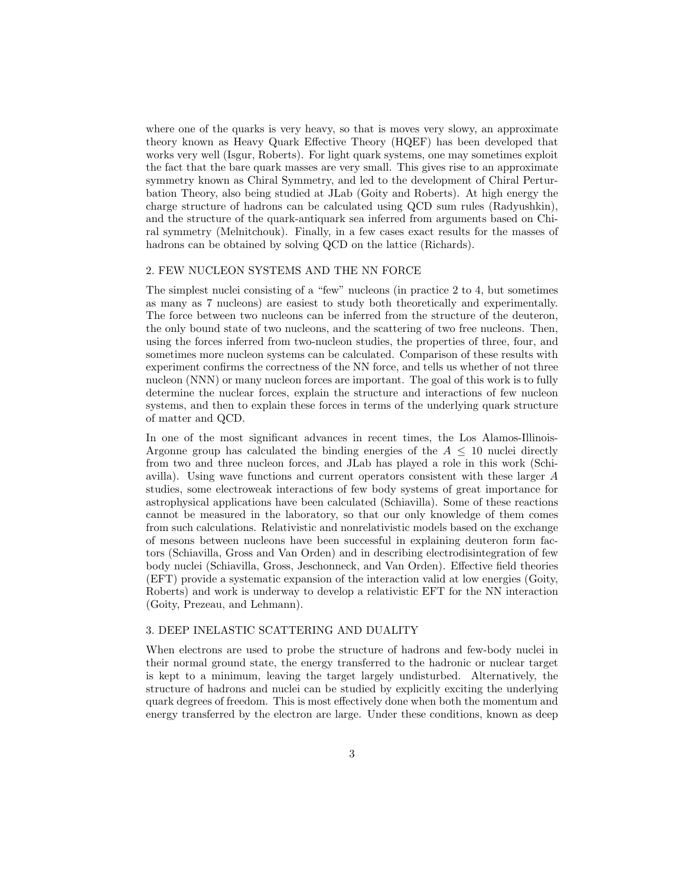where one of the quarks is very heavy, so that is moves very slowy, an approximate theory known as Heavy Quark Effective Theory (HQEF) has been developed that works very well (Isgur, Roberts). For light quark systems, one may sometimes exploit the fact that the bare quark masses are very small. This gives rise to an approximate symmetry known as Chiral Symmetry, and led to the development of Chiral Perturbation Theory, also being studied at JLab (Goity and Roberts). At high energy the charge structure of hadrons can be calculated using QCD sum rules (Radyushkin), and the structure of the quark-antiquark sea inferred from arguments based on Chiral symmetry (Melnitchouk). Finally, in a few cases exact results for the masses of hadrons can be obtained by solving QCD on the lattice (Richards).

## 2. FEW NUCLEON SYSTEMS AND THE NN FORCE

The simplest nuclei consisting of a "few" nucleons (in practice 2 to 4, but sometimes as many as 7 nucleons) are easiest to study both theoretically and experimentally. The force between two nucleons can be inferred from the structure of the deuteron, the only bound state of two nucleons, and the scattering of two free nucleons. Then, using the forces inferred from two-nucleon studies, the properties of three, four, and sometimes more nucleon systems can be calculated. Comparison of these results with experiment confirms the correctness of the NN force, and tells us whether of not three nucleon (NNN) or many nucleon forces are important. The goal of this work is to fully determine the nuclear forces, explain the structure and interactions of few nucleon systems, and then to explain these forces in terms of the underlying quark structure of matter and QCD.

In one of the most significant advances in recent times, the Los Alamos-Illinois-Argonne group has calculated the binding energies of the $A \leq 10$ nuclei directly from two and three nucleon forces, and JLab has played a role in this work (Schiavilla). Using wave functions and current operators consistent with these larger $A$ studies, some electroweak interactions of few body systems of great importance for astrophysical applications have been calculated (Schiavilla). Some of these reactions cannot be measured in the laboratory, so that our only knowledge of them comes from such calculations. Relativistic and nonrelativistic models based on the exchange of mesons between nucleons have been successful in explaining deuteron form factors (Schiavilla, Gross and Van Orden) and in describing electrodisintegration of few body nuclei (Schiavilla, Gross, Jeschonneck, and Van Orden). Effective field theories (EFT) provide a systematic expansion of the interaction valid at low energies (Goity, Roberts) and work is underway to develop a relativistic EFT for the NN interaction (Goity, Prezeau, and Lehmann).

## 3. DEEP INELASTIC SCATTERING AND DUALITY

When electrons are used to probe the structure of hadrons and few-body nuclei in their normal ground state, the energy transferred to the hadronic or nuclear target is kept to a minimum, leaving the target largely undisturbed. Alternatively, the structure of hadrons and nuclei can be studied by explicitly exciting the underlying quark degrees of freedom. This is most effectively done when both the momentum and energy transferred by the electron are large. Under these conditions, known as deep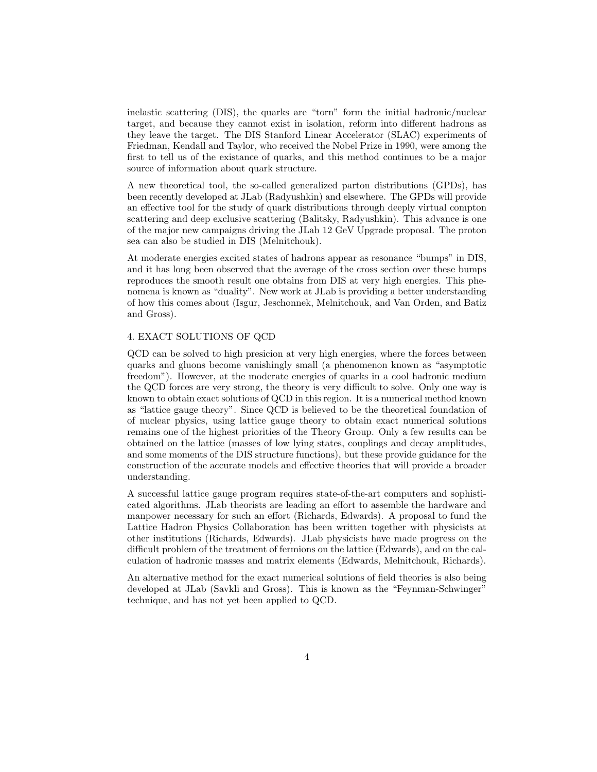inelastic scattering (DIS), the quarks are "torn" form the initial hadronic/nuclear target, and because they cannot exist in isolation, reform into different hadrons as they leave the target. The DIS Stanford Linear Accelerator (SLAC) experiments of Friedman, Kendall and Taylor, who received the Nobel Prize in 1990, were among the first to tell us of the existance of quarks, and this method continues to be a major source of information about quark structure.

A new theoretical tool, the so-called generalized parton distributions (GPDs), has been recently developed at JLab (Radyushkin) and elsewhere. The GPDs will provide an effective tool for the study of quark distributions through deeply virtual compton scattering and deep exclusive scattering (Balitsky, Radyushkin). This advance is one of the major new campaigns driving the JLab 12 GeV Upgrade proposal. The proton sea can also be studied in DIS (Melnitchouk).

At moderate energies excited states of hadrons appear as resonance "bumps" in DIS, and it has long been observed that the average of the cross section over these bumps reproduces the smooth result one obtains from DIS at very high energies. This phenomena is known as "duality". New work at JLab is providing a better understanding of how this comes about (Isgur, Jeschonnek, Melnitchouk, and Van Orden, and Batiz and Gross).

## 4. EXACT SOLUTIONS OF QCD

QCD can be solved to high presicion at very high energies, where the forces between quarks and gluons become vanishingly small (a phenomenon known as "asymptotic freedom"). However, at the moderate energies of quarks in a cool hadronic medium the QCD forces are very strong, the theory is very difficult to solve. Only one way is known to obtain exact solutions of QCD in this region. It is a numerical method known as "lattice gauge theory". Since QCD is believed to be the theoretical foundation of of nuclear physics, using lattice gauge theory to obtain exact numerical solutions remains one of the highest priorities of the Theory Group. Only a few results can be obtained on the lattice (masses of low lying states, couplings and decay amplitudes, and some moments of the DIS structure functions), but these provide guidance for the construction of the accurate models and effective theories that will provide a broader understanding.

A successful lattice gauge program requires state-of-the-art computers and sophisticated algorithms. JLab theorists are leading an effort to assemble the hardware and manpower necessary for such an effort (Richards, Edwards). A proposal to fund the Lattice Hadron Physics Collaboration has been written together with physicists at other institutions (Richards, Edwards). JLab physicists have made progress on the difficult problem of the treatment of fermions on the lattice (Edwards), and on the calculation of hadronic masses and matrix elements (Edwards, Melnitchouk, Richards).

An alternative method for the exact numerical solutions of field theories is also being developed at JLab (Savkli and Gross). This is known as the "Feynman-Schwinger" technique, and has not yet been applied to QCD.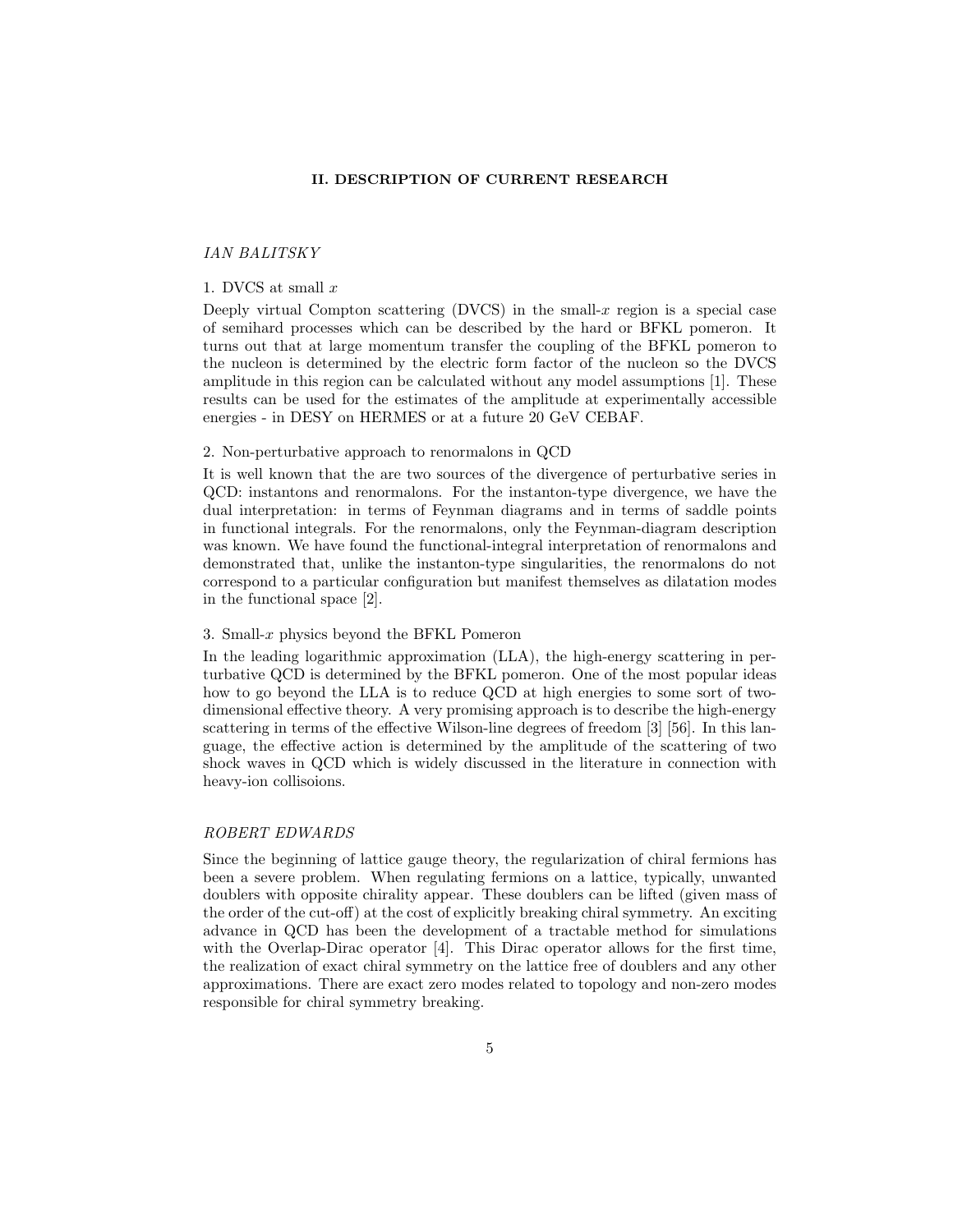## II. DESCRIPTION OF CURRENT RESEARCH

### *IAN BALITSKY*

1. DVCS at small $x$

Deeply virtual Compton scattering (DVCS) in the small-$x$ region is a special case of semihard processes which can be described by the hard or BFKL pomeron. It turns out that at large momentum transfer the coupling of the BFKL pomeron to the nucleon is determined by the electric form factor of the nucleon so the DVCS amplitude in this region can be calculated without any model assumptions [1]. These results can be used for the estimates of the amplitude at experimentally accessible energies - in DESY on HERMES or at a future 20 GeV CEBAF.

2. Non-perturbative approach to renormalons in QCD

It is well known that the are two sources of the divergence of perturbative series in QCD: instantons and renormalons. For the instanton-type divergence, we have the dual interpretation: in terms of Feynman diagrams and in terms of saddle points in functional integrals. For the renormalons, only the Feynman-diagram description was known. We have found the functional-integral interpretation of renormalons and demonstrated that, unlike the instanton-type singularities, the renormalons do not correspond to a particular configuration but manifest themselves as dilatation modes in the functional space [2].

3. Small-$x$ physics beyond the BFKL Pomeron

In the leading logarithmic approximation (LLA), the high-energy scattering in perturbative QCD is determined by the BFKL pomeron. One of the most popular ideas how to go beyond the LLA is to reduce QCD at high energies to some sort of two-dimensional effective theory. A very promising approach is to describe the high-energy scattering in terms of the effective Wilson-line degrees of freedom [3] [56]. In this language, the effective action is determined by the amplitude of the scattering of two shock waves in QCD which is widely discussed in the literature in connection with heavy-ion collisoions.

### *ROBERT EDWARDS*

Since the beginning of lattice gauge theory, the regularization of chiral fermions has been a severe problem. When regulating fermions on a lattice, typically, unwanted doublers with opposite chirality appear. These doublers can be lifted (given mass of the order of the cut-off) at the cost of explicitly breaking chiral symmetry. An exciting advance in QCD has been the development of a tractable method for simulations with the Overlap-Dirac operator [4]. This Dirac operator allows for the first time, the realization of exact chiral symmetry on the lattice free of doublers and any other approximations. There are exact zero modes related to topology and non-zero modes responsible for chiral symmetry breaking.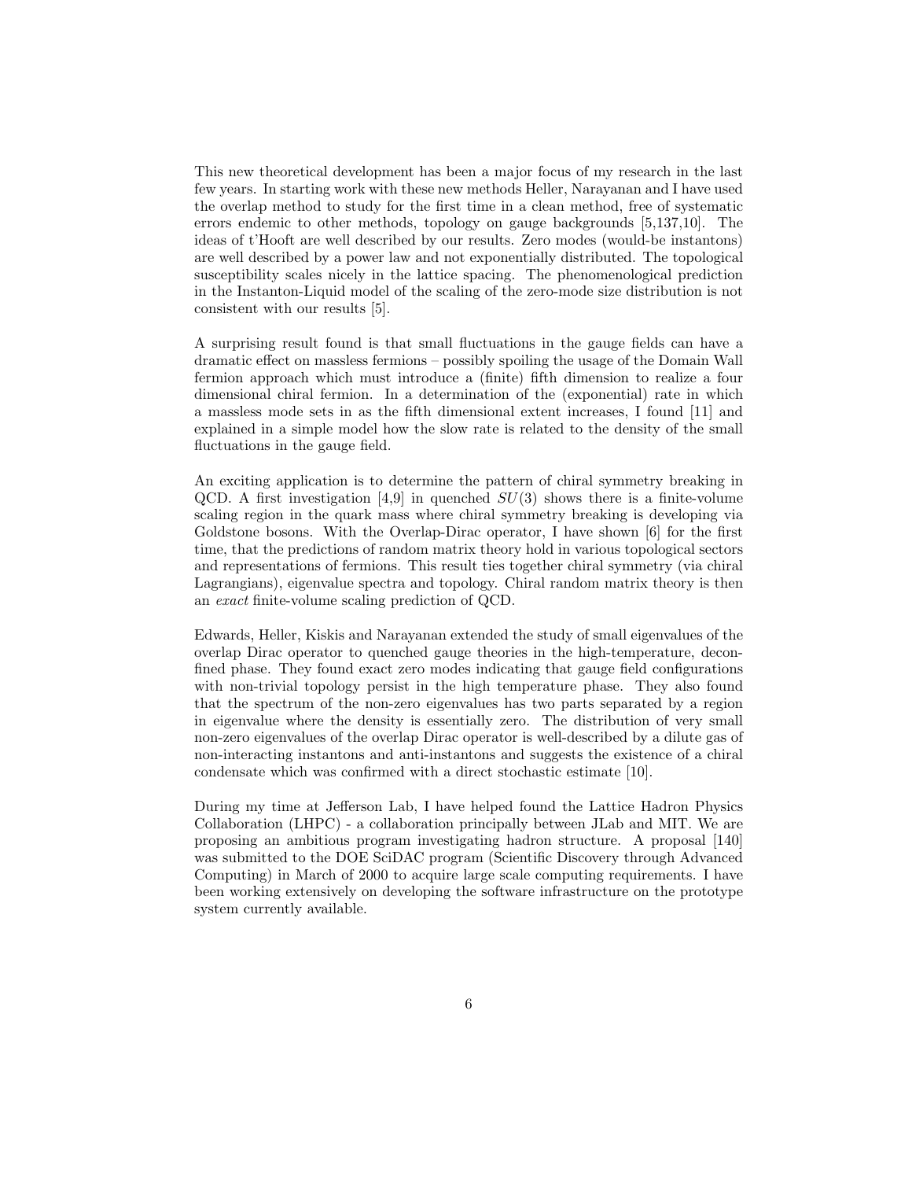This new theoretical development has been a major focus of my research in the last few years. In starting work with these new methods Heller, Narayanan and I have used the overlap method to study for the first time in a clean method, free of systematic errors endemic to other methods, topology on gauge backgrounds [5,137,10]. The ideas of t'Hooft are well described by our results. Zero modes (would-be instantons) are well described by a power law and not exponentially distributed. The topological susceptibility scales nicely in the lattice spacing. The phenomenological prediction in the Instanton-Liquid model of the scaling of the zero-mode size distribution is not consistent with our results [5].

A surprising result found is that small fluctuations in the gauge fields can have a dramatic effect on massless fermions – possibly spoiling the usage of the Domain Wall fermion approach which must introduce a (finite) fifth dimension to realize a four dimensional chiral fermion. In a determination of the (exponential) rate in which a massless mode sets in as the fifth dimensional extent increases, I found [11] and explained in a simple model how the slow rate is related to the density of the small fluctuations in the gauge field.

An exciting application is to determine the pattern of chiral symmetry breaking in QCD. A first investigation [4,9] in quenched $SU(3)$ shows there is a finite-volume scaling region in the quark mass where chiral symmetry breaking is developing via Goldstone bosons. With the Overlap-Dirac operator, I have shown [6] for the first time, that the predictions of random matrix theory hold in various topological sectors and representations of fermions. This result ties together chiral symmetry (via chiral Lagrangians), eigenvalue spectra and topology. Chiral random matrix theory is then an *exact* finite-volume scaling prediction of QCD.

Edwards, Heller, Kiskis and Narayanan extended the study of small eigenvalues of the overlap Dirac operator to quenched gauge theories in the high-temperature, deconfined phase. They found exact zero modes indicating that gauge field configurations with non-trivial topology persist in the high temperature phase. They also found that the spectrum of the non-zero eigenvalues has two parts separated by a region in eigenvalue where the density is essentially zero. The distribution of very small non-zero eigenvalues of the overlap Dirac operator is well-described by a dilute gas of non-interacting instantons and anti-instantons and suggests the existence of a chiral condensate which was confirmed with a direct stochastic estimate [10].

During my time at Jefferson Lab, I have helped found the Lattice Hadron Physics Collaboration (LHPC) - a collaboration principally between JLab and MIT. We are proposing an ambitious program investigating hadron structure. A proposal [140] was submitted to the DOE SciDAC program (Scientific Discovery through Advanced Computing) in March of 2000 to acquire large scale computing requirements. I have been working extensively on developing the software infrastructure on the prototype system currently available.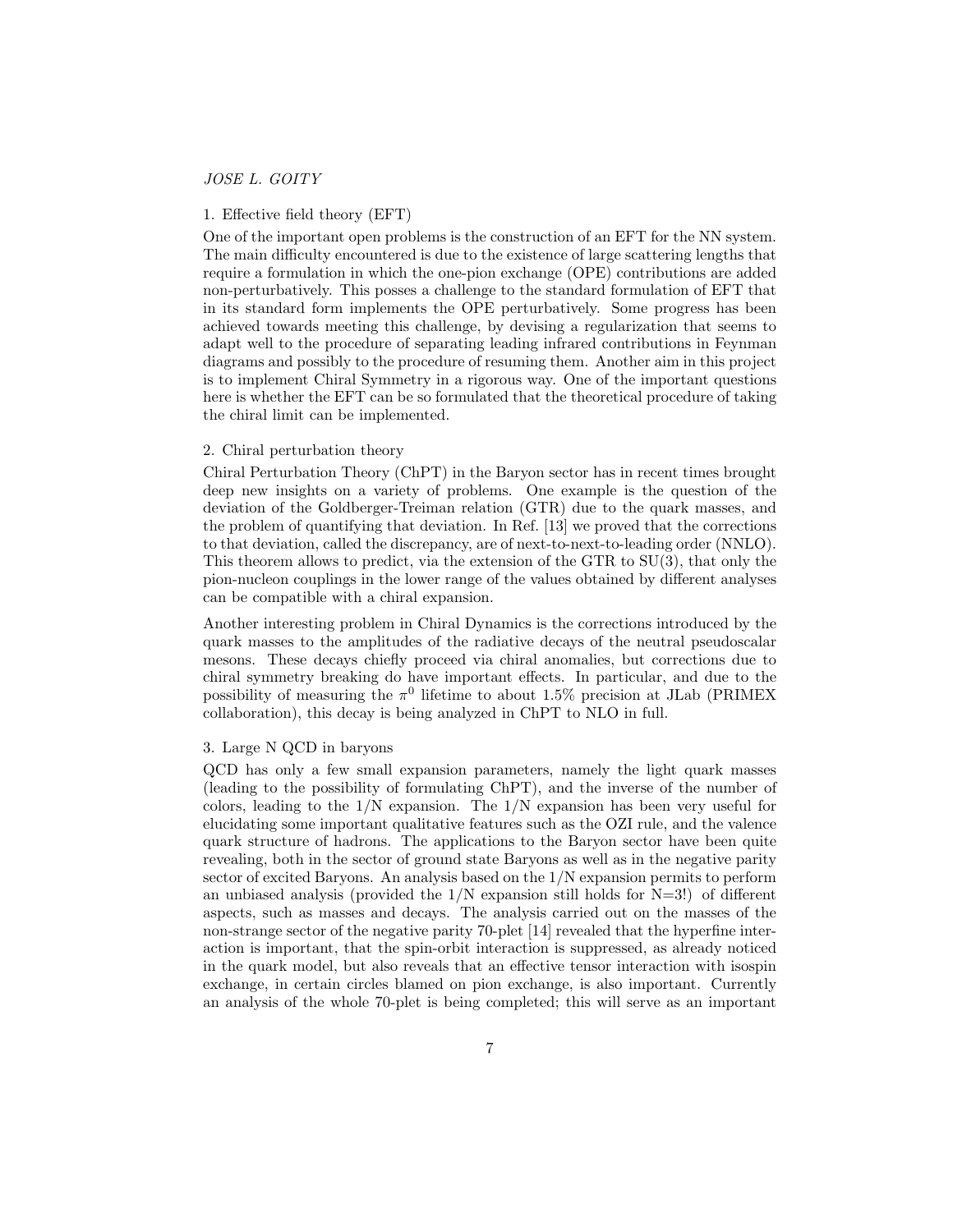1. Effective field theory (EFT)

One of the important open problems is the construction of an EFT for the NN system. The main difficulty encountered is due to the existence of large scattering lengths that require a formulation in which the one-pion exchange (OPE) contributions are added non-perturbatively. This posses a challenge to the standard formulation of EFT that in its standard form implements the OPE perturbatively. Some progress has been achieved towards meeting this challenge, by devising a regularization that seems to adapt well to the procedure of separating leading infrared contributions in Feynman diagrams and possibly to the procedure of resuming them. Another aim in this project is to implement Chiral Symmetry in a rigorous way. One of the important questions here is whether the EFT can be so formulated that the theoretical procedure of taking the chiral limit can be implemented.

2. Chiral perturbation theory

Chiral Perturbation Theory (ChPT) in the Baryon sector has in recent times brought deep new insights on a variety of problems. One example is the question of the deviation of the Goldberger-Treiman relation (GTR) due to the quark masses, and the problem of quantifying that deviation. In Ref. [13] we proved that the corrections to that deviation, called the discrepancy, are of next-to-next-to-leading order (NNLO). This theorem allows to predict, via the extension of the GTR to SU(3), that only the pion-nucleon couplings in the lower range of the values obtained by different analyses can be compatible with a chiral expansion.

Another interesting problem in Chiral Dynamics is the corrections introduced by the quark masses to the amplitudes of the radiative decays of the neutral pseudoscalar mesons. These decays chiefly proceed via chiral anomalies, but corrections due to chiral symmetry breaking do have important effects. In particular, and due to the possibility of measuring the $\pi^0$ lifetime to about 1.5% precision at JLab (PRIMEX collaboration), this decay is being analyzed in ChPT to NLO in full.

3. Large N QCD in baryons

QCD has only a few small expansion parameters, namely the light quark masses (leading to the possibility of formulating ChPT), and the inverse of the number of colors, leading to the 1/N expansion. The 1/N expansion has been very useful for elucidating some important qualitative features such as the OZI rule, and the valence quark structure of hadrons. The applications to the Baryon sector have been quite revealing, both in the sector of ground state Baryons as well as in the negative parity sector of excited Baryons. An analysis based on the 1/N expansion permits to perform an unbiased analysis (provided the 1/N expansion still holds for N=3!) of different aspects, such as masses and decays. The analysis carried out on the masses of the non-strange sector of the negative parity 70-plet [14] revealed that the hyperfine interaction is important, that the spin-orbit interaction is suppressed, as already noticed in the quark model, but also reveals that an effective tensor interaction with isospin exchange, in certain circles blamed on pion exchange, is also important. Currently an analysis of the whole 70-plet is being completed; this will serve as an important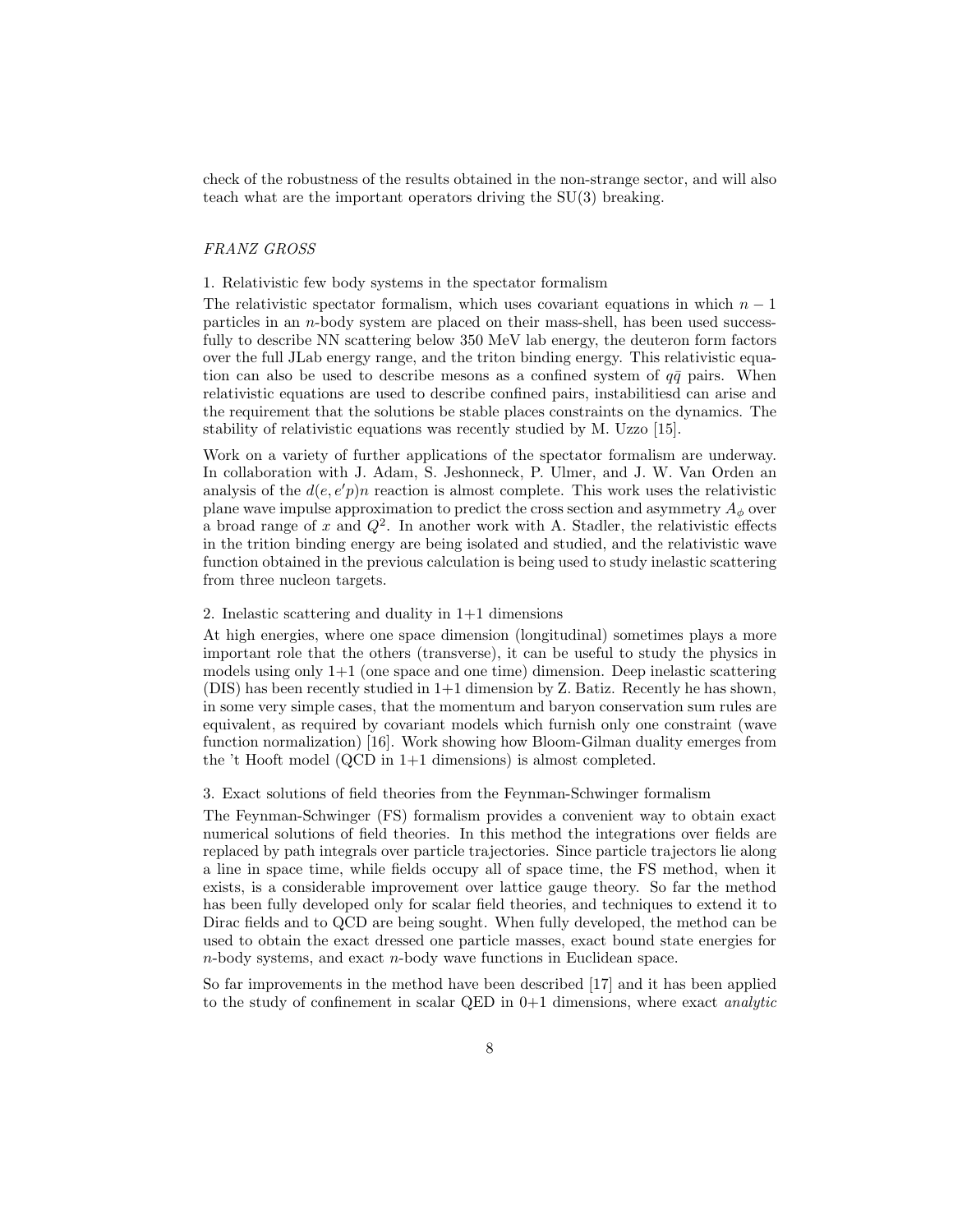check of the robustness of the results obtained in the non-strange sector, and will also teach what are the important operators driving the SU(3) breaking.

*FRANZ GROSS*

1. Relativistic few body systems in the spectator formalism

The relativistic spectator formalism, which uses covariant equations in which $n-1$ particles in an $n$-body system are placed on their mass-shell, has been used successfully to describe NN scattering below 350 MeV lab energy, the deuteron form factors over the full JLab energy range, and the triton binding energy. This relativistic equation can also be used to describe mesons as a confined system of $q\bar{q}$ pairs. When relativistic equations are used to describe confined pairs, instabilitiesd can arise and the requirement that the solutions be stable places constraints on the dynamics. The stability of relativistic equations was recently studied by M. Uzzo [15].

Work on a variety of further applications of the spectator formalism are underway. In collaboration with J. Adam, S. Jeshonneck, P. Ulmer, and J. W. Van Orden an analysis of the $d(e,e'p)n$ reaction is almost complete. This work uses the relativistic plane wave impulse approximation to predict the cross section and asymmetry $A_\phi$ over a broad range of $x$ and $Q^2$. In another work with A. Stadler, the relativistic effects in the trition binding energy are being isolated and studied, and the relativistic wave function obtained in the previous calculation is being used to study inelastic scattering from three nucleon targets.

2. Inelastic scattering and duality in 1+1 dimensions

At high energies, where one space dimension (longitudinal) sometimes plays a more important role that the others (transverse), it can be useful to study the physics in models using only 1+1 (one space and one time) dimension. Deep inelastic scattering (DIS) has been recently studied in 1+1 dimension by Z. Batiz. Recently he has shown, in some very simple cases, that the momentum and baryon conservation sum rules are equivalent, as required by covariant models which furnish only one constraint (wave function normalization) [16]. Work showing how Bloom-Gilman duality emerges from the 't Hooft model (QCD in 1+1 dimensions) is almost completed.

3. Exact solutions of field theories from the Feynman-Schwinger formalism

The Feynman-Schwinger (FS) formalism provides a convenient way to obtain exact numerical solutions of field theories. In this method the integrations over fields are replaced by path integrals over particle trajectories. Since particle trajectors lie along a line in space time, while fields occupy all of space time, the FS method, when it exists, is a considerable improvement over lattice gauge theory. So far the method has been fully developed only for scalar field theories, and techniques to extend it to Dirac fields and to QCD are being sought. When fully developed, the method can be used to obtain the exact dressed one particle masses, exact bound state energies for $n$-body systems, and exact $n$-body wave functions in Euclidean space.

So far improvements in the method have been described [17] and it has been applied to the study of confinement in scalar QED in 0+1 dimensions, where exact *analytic*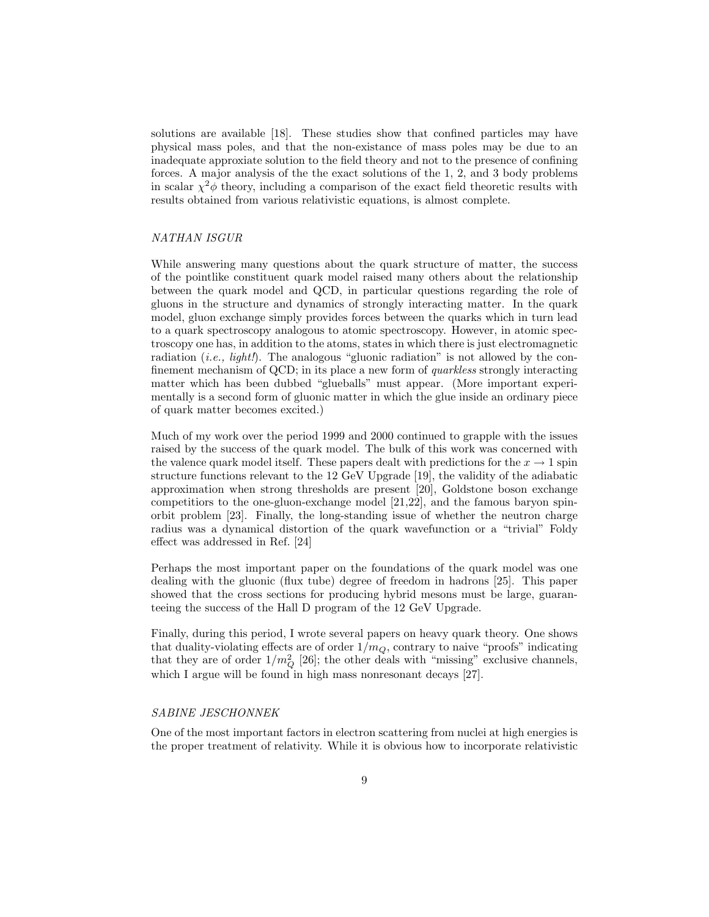solutions are available [18]. These studies show that confined particles may have physical mass poles, and that the non-existance of mass poles may be due to an inadequate approxiate solution to the field theory and not to the presence of confining forces. A major analysis of the the exact solutions of the 1, 2, and 3 body problems in scalar $\chi^2\phi$ theory, including a comparison of the exact field theoretic results with results obtained from various relativistic equations, is almost complete.

*NATHAN ISGUR*

While answering many questions about the quark structure of matter, the success of the pointlike constituent quark model raised many others about the relationship between the quark model and QCD, in particular questions regarding the role of gluons in the structure and dynamics of strongly interacting matter. In the quark model, gluon exchange simply provides forces between the quarks which in turn lead to a quark spectroscopy analogous to atomic spectroscopy. However, in atomic spectroscopy one has, in addition to the atoms, states in which there is just electromagnetic radiation (*i.e., light!*). The analogous "gluonic radiation" is not allowed by the confinement mechanism of QCD; in its place a new form of *quarkless* strongly interacting matter which has been dubbed "glueballs" must appear. (More important experimentally is a second form of gluonic matter in which the glue inside an ordinary piece of quark matter becomes excited.)

Much of my work over the period 1999 and 2000 continued to grapple with the issues raised by the success of the quark model. The bulk of this work was concerned with the valence quark model itself. These papers dealt with predictions for the $x \to 1$ spin structure functions relevant to the 12 GeV Upgrade [19], the validity of the adiabatic approximation when strong thresholds are present [20], Goldstone boson exchange competitiors to the one-gluon-exchange model [21,22], and the famous baryon spin-orbit problem [23]. Finally, the long-standing issue of whether the neutron charge radius was a dynamical distortion of the quark wavefunction or a "trivial" Foldy effect was addressed in Ref. [24]

Perhaps the most important paper on the foundations of the quark model was one dealing with the gluonic (flux tube) degree of freedom in hadrons [25]. This paper showed that the cross sections for producing hybrid mesons must be large, guaranteeing the success of the Hall D program of the 12 GeV Upgrade.

Finally, during this period, I wrote several papers on heavy quark theory. One shows that duality-violating effects are of order $1/m_Q$, contrary to naive "proofs" indicating that they are of order $1/m_Q^2$ [26]; the other deals with "missing" exclusive channels, which I argue will be found in high mass nonresonant decays [27].

*SABINE JESCHONNEK*

One of the most important factors in electron scattering from nuclei at high energies is the proper treatment of relativity. While it is obvious how to incorporate relativistic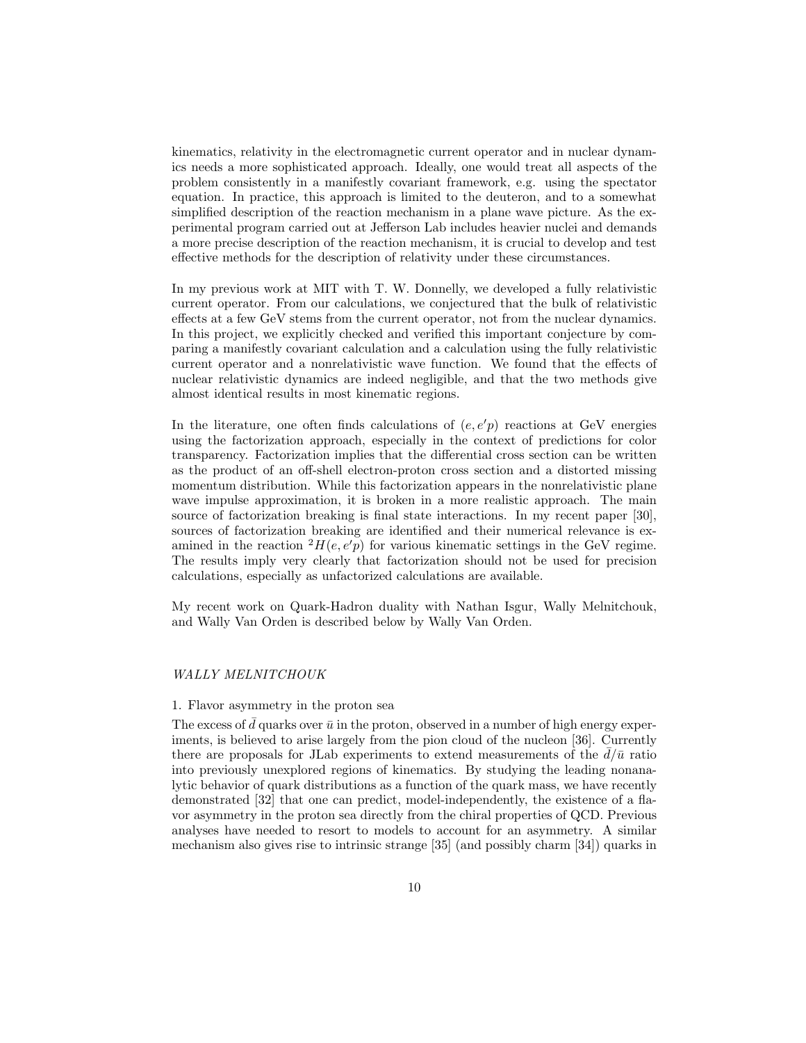kinematics, relativity in the electromagnetic current operator and in nuclear dynamics needs a more sophisticated approach. Ideally, one would treat all aspects of the problem consistently in a manifestly covariant framework, e.g. using the spectator equation. In practice, this approach is limited to the deuteron, and to a somewhat simplified description of the reaction mechanism in a plane wave picture. As the experimental program carried out at Jefferson Lab includes heavier nuclei and demands a more precise description of the reaction mechanism, it is crucial to develop and test effective methods for the description of relativity under these circumstances.

In my previous work at MIT with T. W. Donnelly, we developed a fully relativistic current operator. From our calculations, we conjectured that the bulk of relativistic effects at a few GeV stems from the current operator, not from the nuclear dynamics. In this project, we explicitly checked and verified this important conjecture by comparing a manifestly covariant calculation and a calculation using the fully relativistic current operator and a nonrelativistic wave function. We found that the effects of nuclear relativistic dynamics are indeed negligible, and that the two methods give almost identical results in most kinematic regions.

In the literature, one often finds calculations of $(e, e'p)$ reactions at GeV energies using the factorization approach, especially in the context of predictions for color transparency. Factorization implies that the differential cross section can be written as the product of an off-shell electron-proton cross section and a distorted missing momentum distribution. While this factorization appears in the nonrelativistic plane wave impulse approximation, it is broken in a more realistic approach. The main source of factorization breaking is final state interactions. In my recent paper [30], sources of factorization breaking are identified and their numerical relevance is examined in the reaction ${}^2H(e, e'p)$ for various kinematic settings in the GeV regime. The results imply very clearly that factorization should not be used for precision calculations, especially as unfactorized calculations are available.

My recent work on Quark-Hadron duality with Nathan Isgur, Wally Melnitchouk, and Wally Van Orden is described below by Wally Van Orden.

*WALLY MELNITCHOUK*

1. Flavor asymmetry in the proton sea

The excess of $\bar{d}$ quarks over $\bar{u}$ in the proton, observed in a number of high energy experiments, is believed to arise largely from the pion cloud of the nucleon [36]. Currently there are proposals for JLab experiments to extend measurements of the $\bar{d}/\bar{u}$ ratio into previously unexplored regions of kinematics. By studying the leading nonanalytic behavior of quark distributions as a function of the quark mass, we have recently demonstrated [32] that one can predict, model-independently, the existence of a flavor asymmetry in the proton sea directly from the chiral properties of QCD. Previous analyses have needed to resort to models to account for an asymmetry. A similar mechanism also gives rise to intrinsic strange [35] (and possibly charm [34]) quarks in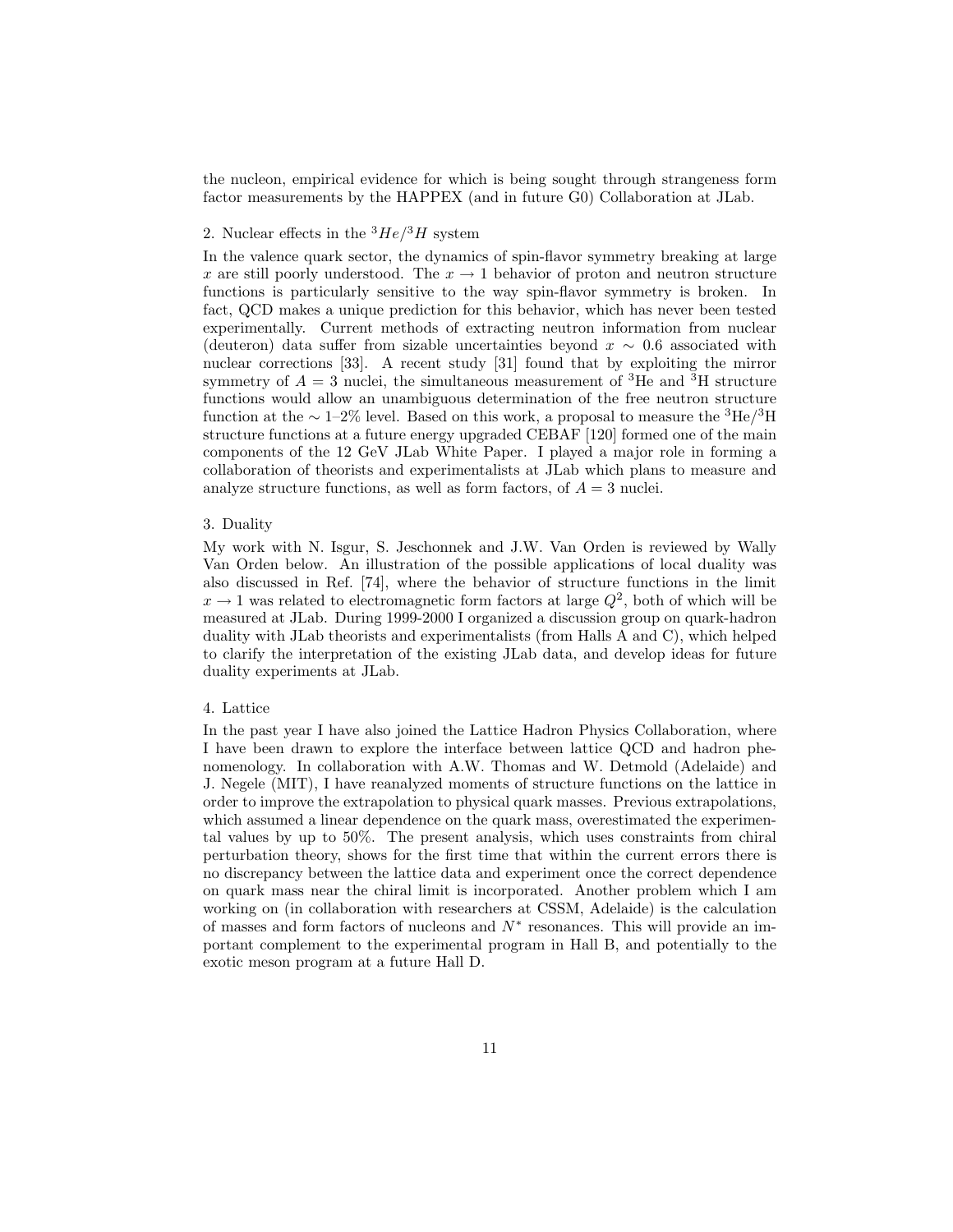the nucleon, empirical evidence for which is being sought through strangeness form factor measurements by the HAPPEX (and in future G0) Collaboration at JLab.

2. Nuclear effects in the $^3He/^3H$ system

In the valence quark sector, the dynamics of spin-flavor symmetry breaking at large $x$ are still poorly understood. The $x \to 1$ behavior of proton and neutron structure functions is particularly sensitive to the way spin-flavor symmetry is broken. In fact, QCD makes a unique prediction for this behavior, which has never been tested experimentally. Current methods of extracting neutron information from nuclear (deuteron) data suffer from sizable uncertainties beyond $x \sim 0.6$ associated with nuclear corrections [33]. A recent study [31] found that by exploiting the mirror symmetry of $A = 3$ nuclei, the simultaneous measurement of $^3$He and $^3$H structure functions would allow an unambiguous determination of the free neutron structure function at the $\sim$ 1–2% level. Based on this work, a proposal to measure the $^3$He/$^3$H structure functions at a future energy upgraded CEBAF [120] formed one of the main components of the 12 GeV JLab White Paper. I played a major role in forming a collaboration of theorists and experimentalists at JLab which plans to measure and analyze structure functions, as well as form factors, of $A = 3$ nuclei.

3. Duality

My work with N. Isgur, S. Jeschonnek and J.W. Van Orden is reviewed by Wally Van Orden below. An illustration of the possible applications of local duality was also discussed in Ref. [74], where the behavior of structure functions in the limit $x \to 1$ was related to electromagnetic form factors at large $Q^2$, both of which will be measured at JLab. During 1999-2000 I organized a discussion group on quark-hadron duality with JLab theorists and experimentalists (from Halls A and C), which helped to clarify the interpretation of the existing JLab data, and develop ideas for future duality experiments at JLab.

4. Lattice

In the past year I have also joined the Lattice Hadron Physics Collaboration, where I have been drawn to explore the interface between lattice QCD and hadron phenomenology. In collaboration with A.W. Thomas and W. Detmold (Adelaide) and J. Negele (MIT), I have reanalyzed moments of structure functions on the lattice in order to improve the extrapolation to physical quark masses. Previous extrapolations, which assumed a linear dependence on the quark mass, overestimated the experimental values by up to 50%. The present analysis, which uses constraints from chiral perturbation theory, shows for the first time that within the current errors there is no discrepancy between the lattice data and experiment once the correct dependence on quark mass near the chiral limit is incorporated. Another problem which I am working on (in collaboration with researchers at CSSM, Adelaide) is the calculation of masses and form factors of nucleons and $N^*$ resonances. This will provide an important complement to the experimental program in Hall B, and potentially to the exotic meson program at a future Hall D.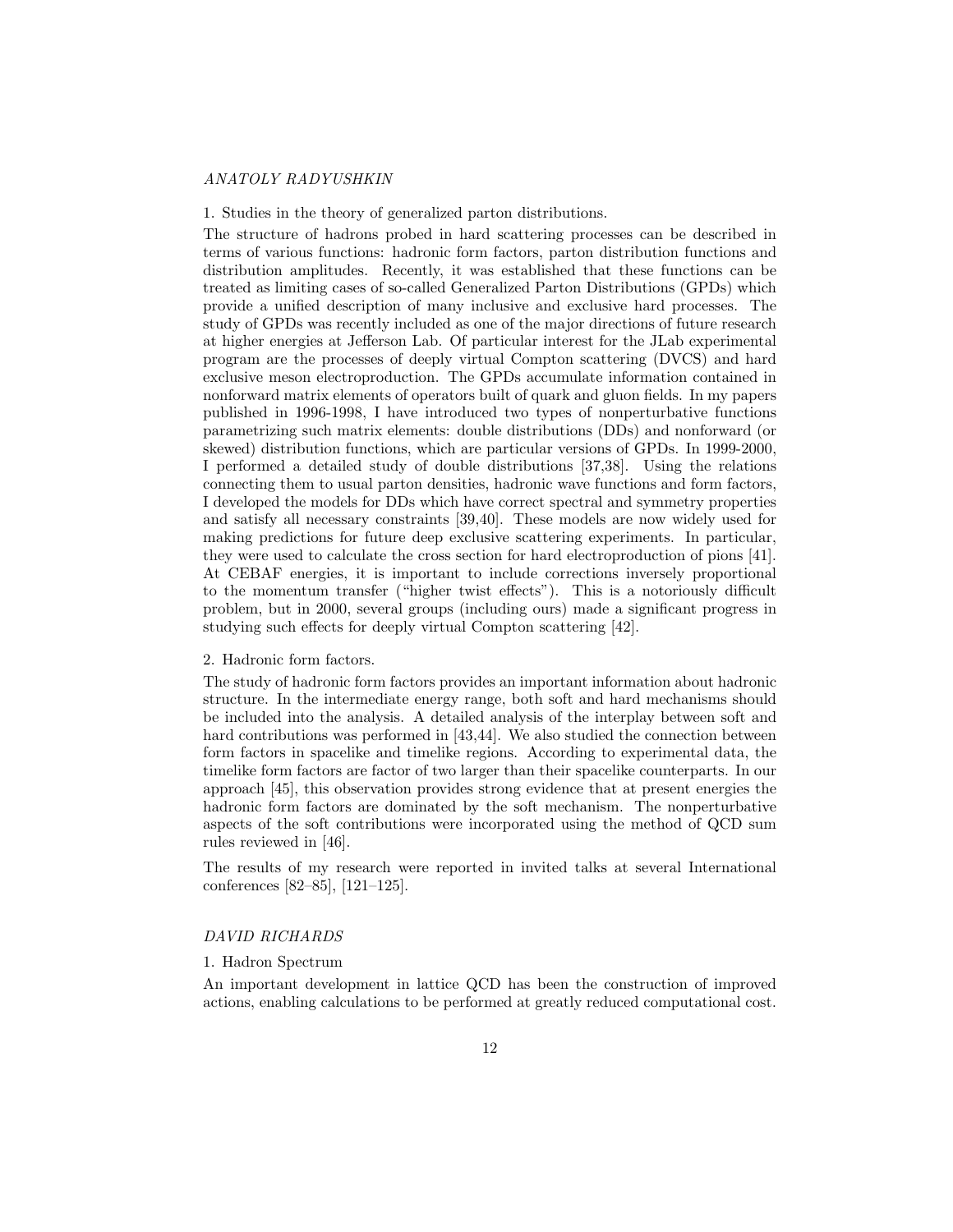*ANATOLY RADYUSHKIN*

1. Studies in the theory of generalized parton distributions.

The structure of hadrons probed in hard scattering processes can be described in terms of various functions: hadronic form factors, parton distribution functions and distribution amplitudes. Recently, it was established that these functions can be treated as limiting cases of so-called Generalized Parton Distributions (GPDs) which provide a unified description of many inclusive and exclusive hard processes. The study of GPDs was recently included as one of the major directions of future research at higher energies at Jefferson Lab. Of particular interest for the JLab experimental program are the processes of deeply virtual Compton scattering (DVCS) and hard exclusive meson electroproduction. The GPDs accumulate information contained in nonforward matrix elements of operators built of quark and gluon fields. In my papers published in 1996-1998, I have introduced two types of nonperturbative functions parametrizing such matrix elements: double distributions (DDs) and nonforward (or skewed) distribution functions, which are particular versions of GPDs. In 1999-2000, I performed a detailed study of double distributions [37,38]. Using the relations connecting them to usual parton densities, hadronic wave functions and form factors, I developed the models for DDs which have correct spectral and symmetry properties and satisfy all necessary constraints [39,40]. These models are now widely used for making predictions for future deep exclusive scattering experiments. In particular, they were used to calculate the cross section for hard electroproduction of pions [41]. At CEBAF energies, it is important to include corrections inversely proportional to the momentum transfer ("higher twist effects"). This is a notoriously difficult problem, but in 2000, several groups (including ours) made a significant progress in studying such effects for deeply virtual Compton scattering [42].

2. Hadronic form factors.

The study of hadronic form factors provides an important information about hadronic structure. In the intermediate energy range, both soft and hard mechanisms should be included into the analysis. A detailed analysis of the interplay between soft and hard contributions was performed in [43,44]. We also studied the connection between form factors in spacelike and timelike regions. According to experimental data, the timelike form factors are factor of two larger than their spacelike counterparts. In our approach [45], this observation provides strong evidence that at present energies the hadronic form factors are dominated by the soft mechanism. The nonperturbative aspects of the soft contributions were incorporated using the method of QCD sum rules reviewed in [46].

The results of my research were reported in invited talks at several International conferences [82–85], [121–125].

*DAVID RICHARDS*

1. Hadron Spectrum

An important development in lattice QCD has been the construction of improved actions, enabling calculations to be performed at greatly reduced computational cost.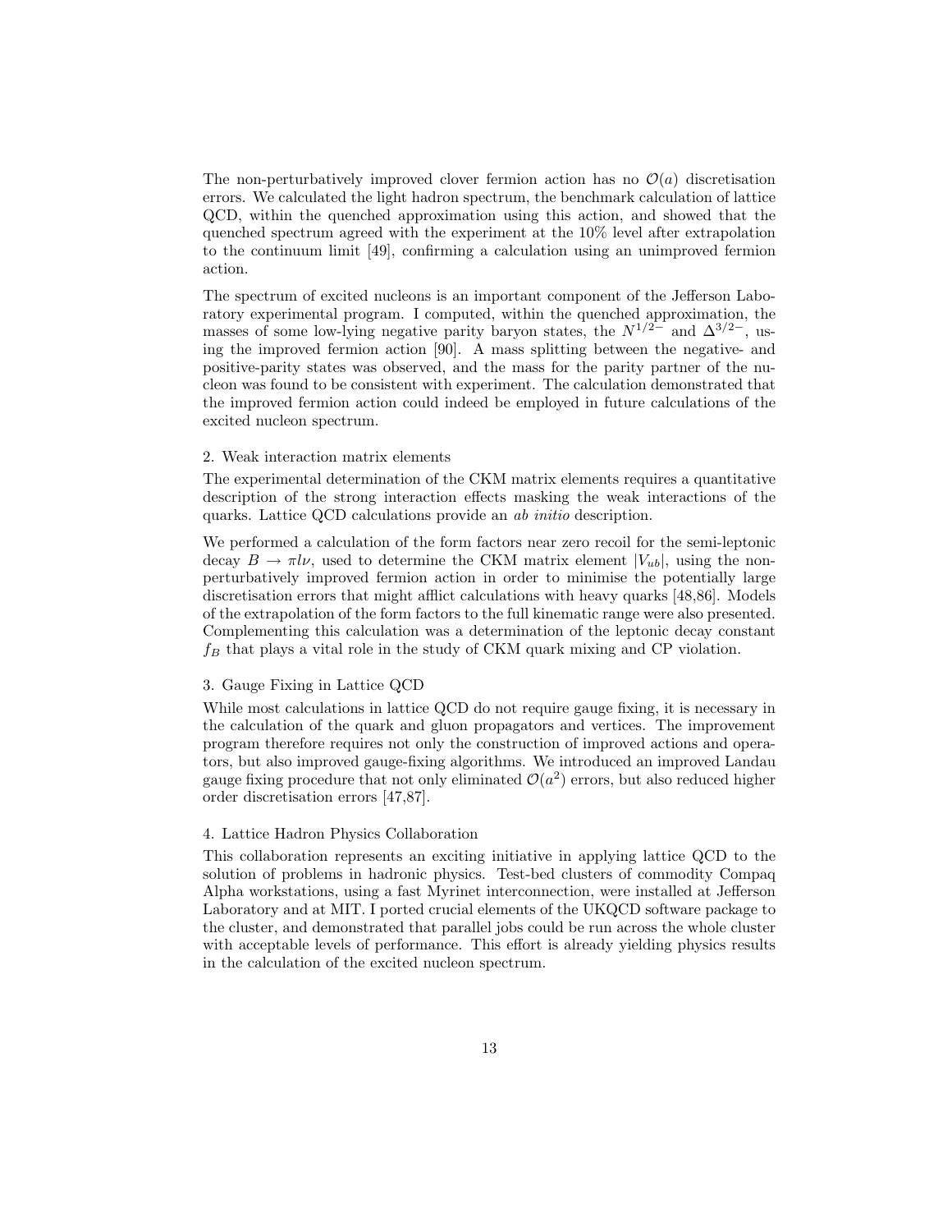The non-perturbatively improved clover fermion action has no $\mathcal{O}(a)$ discretisation errors. We calculated the light hadron spectrum, the benchmark calculation of lattice QCD, within the quenched approximation using this action, and showed that the quenched spectrum agreed with the experiment at the 10% level after extrapolation to the continuum limit [49], confirming a calculation using an unimproved fermion action.

The spectrum of excited nucleons is an important component of the Jefferson Laboratory experimental program. I computed, within the quenched approximation, the masses of some low-lying negative parity baryon states, the $N^{1/2-}$ and $\Delta^{3/2-}$, using the improved fermion action [90]. A mass splitting between the negative- and positive-parity states was observed, and the mass for the parity partner of the nucleon was found to be consistent with experiment. The calculation demonstrated that the improved fermion action could indeed be employed in future calculations of the excited nucleon spectrum.

2. Weak interaction matrix elements

The experimental determination of the CKM matrix elements requires a quantitative description of the strong interaction effects masking the weak interactions of the quarks. Lattice QCD calculations provide an *ab initio* description.

We performed a calculation of the form factors near zero recoil for the semi-leptonic decay $B \to \pi l \nu$, used to determine the CKM matrix element $|V_{ub}|$, using the non-perturbatively improved fermion action in order to minimise the potentially large discretisation errors that might afflict calculations with heavy quarks [48,86]. Models of the extrapolation of the form factors to the full kinematic range were also presented. Complementing this calculation was a determination of the leptonic decay constant $f_B$ that plays a vital role in the study of CKM quark mixing and CP violation.

3. Gauge Fixing in Lattice QCD

While most calculations in lattice QCD do not require gauge fixing, it is necessary in the calculation of the quark and gluon propagators and vertices. The improvement program therefore requires not only the construction of improved actions and operators, but also improved gauge-fixing algorithms. We introduced an improved Landau gauge fixing procedure that not only eliminated $\mathcal{O}(a^2)$ errors, but also reduced higher order discretisation errors [47,87].

4. Lattice Hadron Physics Collaboration

This collaboration represents an exciting initiative in applying lattice QCD to the solution of problems in hadronic physics. Test-bed clusters of commodity Compaq Alpha workstations, using a fast Myrinet interconnection, were installed at Jefferson Laboratory and at MIT. I ported crucial elements of the UKQCD software package to the cluster, and demonstrated that parallel jobs could be run across the whole cluster with acceptable levels of performance. This effort is already yielding physics results in the calculation of the excited nucleon spectrum.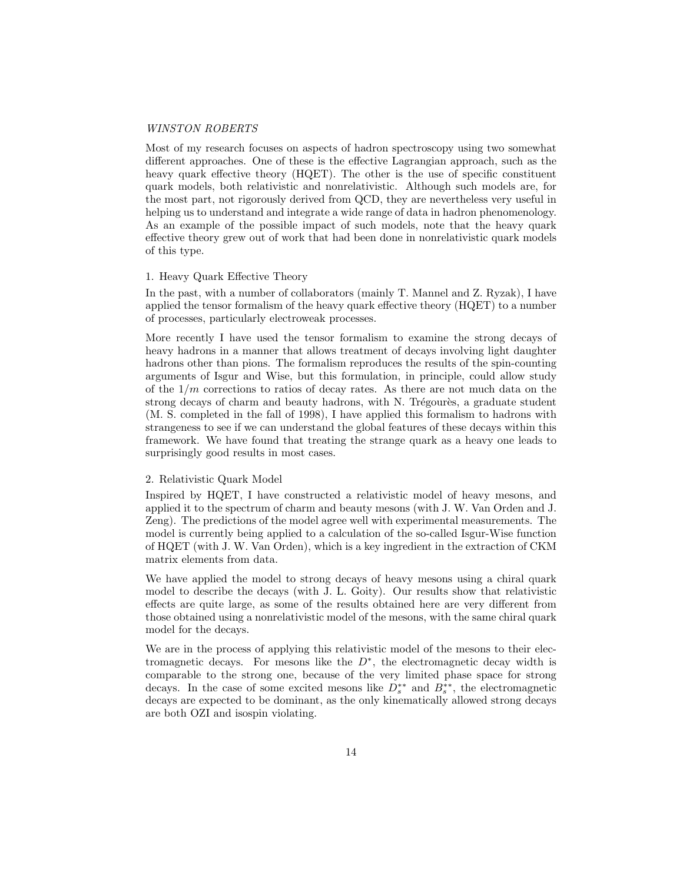*WINSTON ROBERTS*

Most of my research focuses on aspects of hadron spectroscopy using two somewhat different approaches. One of these is the effective Lagrangian approach, such as the heavy quark effective theory (HQET). The other is the use of specific constituent quark models, both relativistic and nonrelativistic. Although such models are, for the most part, not rigorously derived from QCD, they are nevertheless very useful in helping us to understand and integrate a wide range of data in hadron phenomenology. As an example of the possible impact of such models, note that the heavy quark effective theory grew out of work that had been done in nonrelativistic quark models of this type.

1. Heavy Quark Effective Theory

In the past, with a number of collaborators (mainly T. Mannel and Z. Ryzak), I have applied the tensor formalism of the heavy quark effective theory (HQET) to a number of processes, particularly electroweak processes.

More recently I have used the tensor formalism to examine the strong decays of heavy hadrons in a manner that allows treatment of decays involving light daughter hadrons other than pions. The formalism reproduces the results of the spin-counting arguments of Isgur and Wise, but this formulation, in principle, could allow study of the $1/m$ corrections to ratios of decay rates. As there are not much data on the strong decays of charm and beauty hadrons, with N. Trégourès, a graduate student (M. S. completed in the fall of 1998), I have applied this formalism to hadrons with strangeness to see if we can understand the global features of these decays within this framework. We have found that treating the strange quark as a heavy one leads to surprisingly good results in most cases.

2. Relativistic Quark Model

Inspired by HQET, I have constructed a relativistic model of heavy mesons, and applied it to the spectrum of charm and beauty mesons (with J. W. Van Orden and J. Zeng). The predictions of the model agree well with experimental measurements. The model is currently being applied to a calculation of the so-called Isgur-Wise function of HQET (with J. W. Van Orden), which is a key ingredient in the extraction of CKM matrix elements from data.

We have applied the model to strong decays of heavy mesons using a chiral quark model to describe the decays (with J. L. Goity). Our results show that relativistic effects are quite large, as some of the results obtained here are very different from those obtained using a nonrelativistic model of the mesons, with the same chiral quark model for the decays.

We are in the process of applying this relativistic model of the mesons to their electromagnetic decays. For mesons like the $D^*$, the electromagnetic decay width is comparable to the strong one, because of the very limited phase space for strong decays. In the case of some excited mesons like $D_s^{**}$ and $B_s^{**}$, the electromagnetic decays are expected to be dominant, as the only kinematically allowed strong decays are both OZI and isospin violating.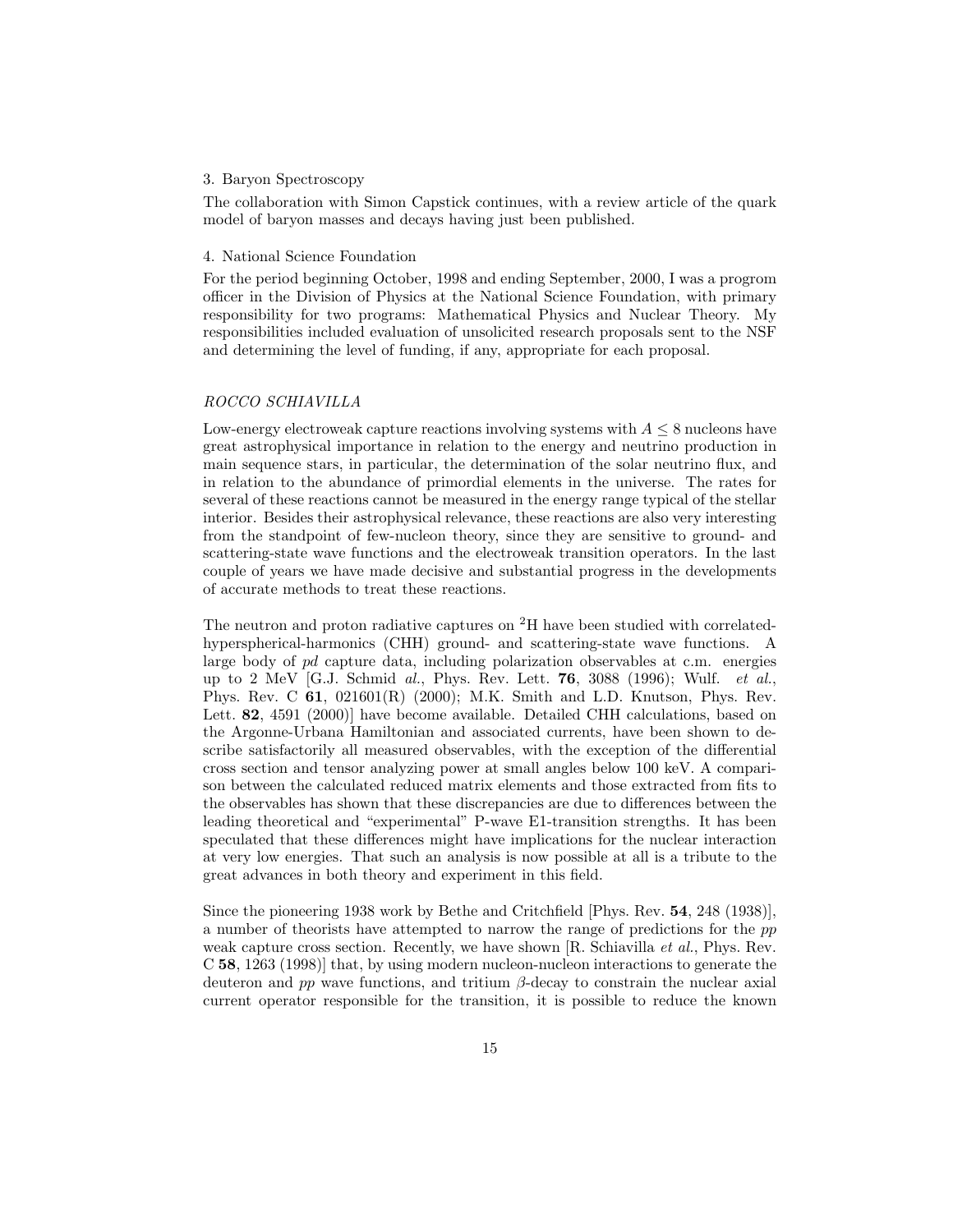3. Baryon Spectroscopy

The collaboration with Simon Capstick continues, with a review article of the quark model of baryon masses and decays having just been published.

4. National Science Foundation

For the period beginning October, 1998 and ending September, 2000, I was a progrom officer in the Division of Physics at the National Science Foundation, with primary responsibility for two programs: Mathematical Physics and Nuclear Theory. My responsibilities included evaluation of unsolicited research proposals sent to the NSF and determining the level of funding, if any, appropriate for each proposal.

*ROCCO SCHIAVILLA*

Low-energy electroweak capture reactions involving systems with $A \leq 8$ nucleons have great astrophysical importance in relation to the energy and neutrino production in main sequence stars, in particular, the determination of the solar neutrino flux, and in relation to the abundance of primordial elements in the universe. The rates for several of these reactions cannot be measured in the energy range typical of the stellar interior. Besides their astrophysical relevance, these reactions are also very interesting from the standpoint of few-nucleon theory, since they are sensitive to ground- and scattering-state wave functions and the electroweak transition operators. In the last couple of years we have made decisive and substantial progress in the developments of accurate methods to treat these reactions.

The neutron and proton radiative captures on $^2$H have been studied with correlated-hyperspherical-harmonics (CHH) ground- and scattering-state wave functions. A large body of *pd* capture data, including polarization observables at c.m. energies up to 2 MeV [G.J. Schmid *al.*, Phys. Rev. Lett. **76**, 3088 (1996); Wulf. *et al.*, Phys. Rev. C **61**, 021601(R) (2000); M.K. Smith and L.D. Knutson, Phys. Rev. Lett. **82**, 4591 (2000)] have become available. Detailed CHH calculations, based on the Argonne-Urbana Hamiltonian and associated currents, have been shown to describe satisfactorily all measured observables, with the exception of the differential cross section and tensor analyzing power at small angles below 100 keV. A comparison between the calculated reduced matrix elements and those extracted from fits to the observables has shown that these discrepancies are due to differences between the leading theoretical and "experimental" P-wave E1-transition strengths. It has been speculated that these differences might have implications for the nuclear interaction at very low energies. That such an analysis is now possible at all is a tribute to the great advances in both theory and experiment in this field.

Since the pioneering 1938 work by Bethe and Critchfield [Phys. Rev. **54**, 248 (1938)], a number of theorists have attempted to narrow the range of predictions for the *pp* weak capture cross section. Recently, we have shown [R. Schiavilla *et al.*, Phys. Rev. C **58**, 1263 (1998)] that, by using modern nucleon-nucleon interactions to generate the deuteron and *pp* wave functions, and tritium $\beta$-decay to constrain the nuclear axial current operator responsible for the transition, it is possible to reduce the known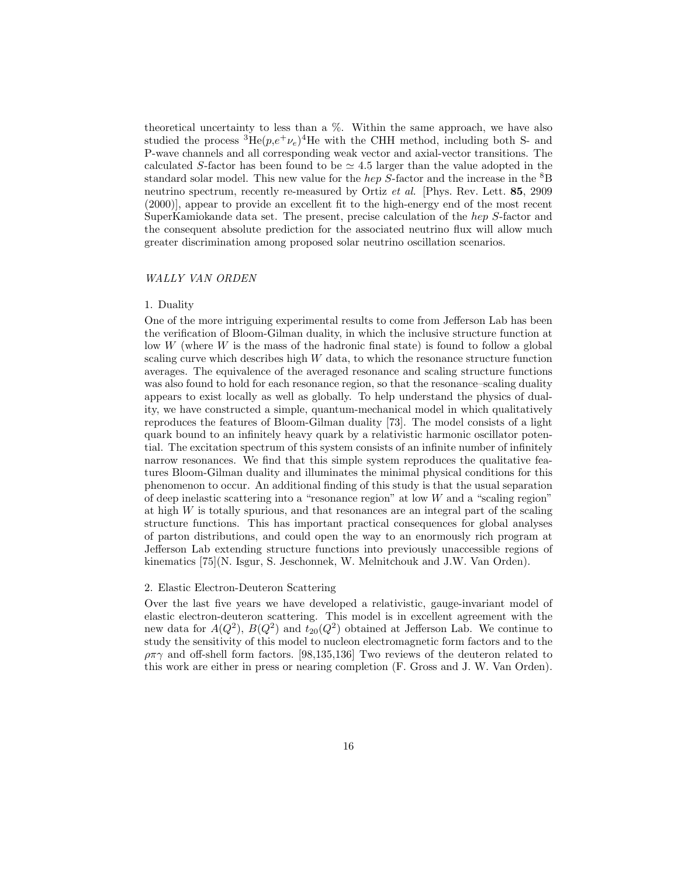theoretical uncertainty to less than a %. Within the same approach, we have also studied the process $^3$He($p$,$e^+\nu_e$)$^4$He with the CHH method, including both S- and P-wave channels and all corresponding weak vector and axial-vector transitions. The calculated $S$-factor has been found to be $\simeq 4.5$ larger than the value adopted in the standard solar model. This new value for the *hep* $S$-factor and the increase in the $^8$B neutrino spectrum, recently re-measured by Ortiz *et al.* [Phys. Rev. Lett. **85**, 2909 (2000)], appear to provide an excellent fit to the high-energy end of the most recent SuperKamiokande data set. The present, precise calculation of the *hep* $S$-factor and the consequent absolute prediction for the associated neutrino flux will allow much greater discrimination among proposed solar neutrino oscillation scenarios.

*WALLY VAN ORDEN*

1. Duality

One of the more intriguing experimental results to come from Jefferson Lab has been the verification of Bloom-Gilman duality, in which the inclusive structure function at low $W$ (where $W$ is the mass of the hadronic final state) is found to follow a global scaling curve which describes high $W$ data, to which the resonance structure function averages. The equivalence of the averaged resonance and scaling structure functions was also found to hold for each resonance region, so that the resonance–scaling duality appears to exist locally as well as globally. To help understand the physics of duality, we have constructed a simple, quantum-mechanical model in which qualitatively reproduces the features of Bloom-Gilman duality [73]. The model consists of a light quark bound to an infinitely heavy quark by a relativistic harmonic oscillator potential. The excitation spectrum of this system consists of an infinite number of infinitely narrow resonances. We find that this simple system reproduces the qualitative features Bloom-Gilman duality and illuminates the minimal physical conditions for this phenomenon to occur. An additional finding of this study is that the usual separation of deep inelastic scattering into a "resonance region" at low $W$ and a "scaling region" at high $W$ is totally spurious, and that resonances are an integral part of the scaling structure functions. This has important practical consequences for global analyses of parton distributions, and could open the way to an enormously rich program at Jefferson Lab extending structure functions into previously unaccessible regions of kinematics [75](N. Isgur, S. Jeschonnek, W. Melnitchouk and J.W. Van Orden).

2. Elastic Electron-Deuteron Scattering

Over the last five years we have developed a relativistic, gauge-invariant model of elastic electron-deuteron scattering. This model is in excellent agreement with the new data for $A(Q^2)$, $B(Q^2)$ and $t_{20}(Q^2)$ obtained at Jefferson Lab. We continue to study the sensitivity of this model to nucleon electromagnetic form factors and to the $\rho\pi\gamma$ and off-shell form factors. [98,135,136] Two reviews of the deuteron related to this work are either in press or nearing completion (F. Gross and J. W. Van Orden).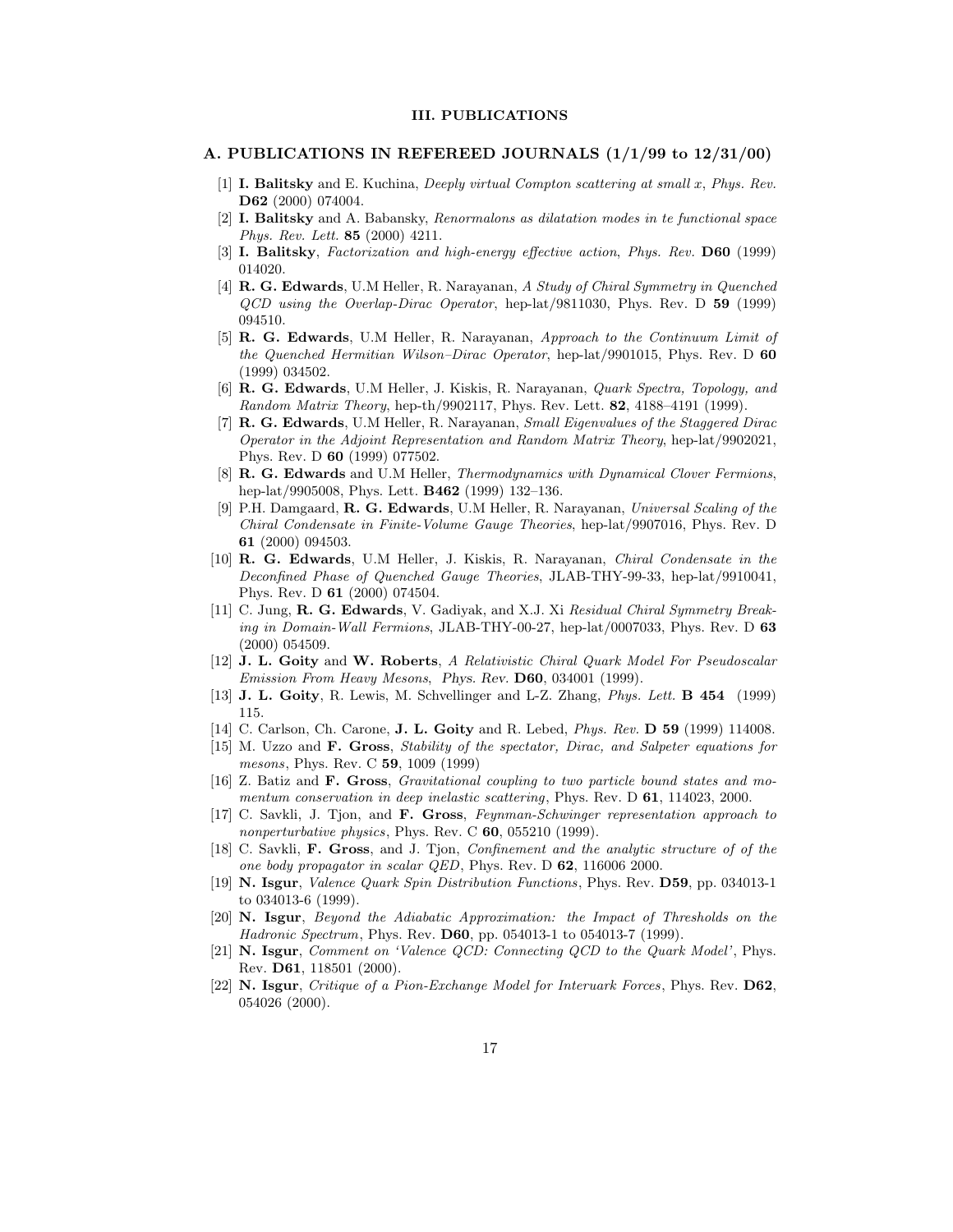### III. PUBLICATIONS

## A. PUBLICATIONS IN REFEREED JOURNALS (1/1/99 to 12/31/00)

[1] **I. Balitsky** and E. Kuchina, *Deeply virtual Compton scattering at small $x$*, *Phys. Rev.* **D62** (2000) 074004.

[2] **I. Balitsky** and A. Babansky, *Renormalons as dilatation modes in te functional space Phys. Rev. Lett.* **85** (2000) 4211.

[3] **I. Balitsky**, *Factorization and high-energy effective action*, *Phys. Rev.* **D60** (1999) 014020.

[4] **R. G. Edwards**, U.M Heller, R. Narayanan, *A Study of Chiral Symmetry in Quenched QCD using the Overlap-Dirac Operator*, hep-lat/9811030, Phys. Rev. D **59** (1999) 094510.

[5] **R. G. Edwards**, U.M Heller, R. Narayanan, *Approach to the Continuum Limit of the Quenched Hermitian Wilson–Dirac Operator*, hep-lat/9901015, Phys. Rev. D **60** (1999) 034502.

[6] **R. G. Edwards**, U.M Heller, J. Kiskis, R. Narayanan, *Quark Spectra, Topology, and Random Matrix Theory*, hep-th/9902117, Phys. Rev. Lett. **82**, 4188–4191 (1999).

[7] **R. G. Edwards**, U.M Heller, R. Narayanan, *Small Eigenvalues of the Staggered Dirac Operator in the Adjoint Representation and Random Matrix Theory*, hep-lat/9902021, Phys. Rev. D **60** (1999) 077502.

[8] **R. G. Edwards** and U.M Heller, *Thermodynamics with Dynamical Clover Fermions*, hep-lat/9905008, Phys. Lett. **B462** (1999) 132–136.

[9] P.H. Damgaard, **R. G. Edwards**, U.M Heller, R. Narayanan, *Universal Scaling of the Chiral Condensate in Finite-Volume Gauge Theories*, hep-lat/9907016, Phys. Rev. D **61** (2000) 094503.

[10] **R. G. Edwards**, U.M Heller, J. Kiskis, R. Narayanan, *Chiral Condensate in the Deconfined Phase of Quenched Gauge Theories*, JLAB-THY-99-33, hep-lat/9910041, Phys. Rev. D **61** (2000) 074504.

[11] C. Jung, **R. G. Edwards**, V. Gadiyak, and X.J. Xi *Residual Chiral Symmetry Breaking in Domain-Wall Fermions*, JLAB-THY-00-27, hep-lat/0007033, Phys. Rev. D **63** (2000) 054509.

[12] **J. L. Goity** and **W. Roberts**, *A Relativistic Chiral Quark Model For Pseudoscalar Emission From Heavy Mesons*, *Phys. Rev.* **D60**, 034001 (1999).

[13] **J. L. Goity**, R. Lewis, M. Schvellinger and L-Z. Zhang, *Phys. Lett.* **B 454** (1999) 115.

[14] C. Carlson, Ch. Carone, **J. L. Goity** and R. Lebed, *Phys. Rev.* **D 59** (1999) 114008.

[15] M. Uzzo and **F. Gross**, *Stability of the spectator, Dirac, and Salpeter equations for mesons*, Phys. Rev. C **59**, 1009 (1999)

[16] Z. Batiz and **F. Gross**, *Gravitational coupling to two particle bound states and momentum conservation in deep inelastic scattering*, Phys. Rev. D **61**, 114023, 2000.

[17] C. Savkli, J. Tjon, and **F. Gross**, *Feynman-Schwinger representation approach to nonperturbative physics*, Phys. Rev. C **60**, 055210 (1999).

[18] C. Savkli, **F. Gross**, and J. Tjon, *Confinement and the analytic structure of of the one body propagator in scalar QED*, Phys. Rev. D **62**, 116006 2000.

[19] **N. Isgur**, *Valence Quark Spin Distribution Functions*, Phys. Rev. **D59**, pp. 034013-1 to 034013-6 (1999).

[20] **N. Isgur**, *Beyond the Adiabatic Approximation: the Impact of Thresholds on the Hadronic Spectrum*, Phys. Rev. **D60**, pp. 054013-1 to 054013-7 (1999).

[21] **N. Isgur**, *Comment on 'Valence QCD: Connecting QCD to the Quark Model'*, Phys. Rev. **D61**, 118501 (2000).

[22] **N. Isgur**, *Critique of a Pion-Exchange Model for Interuark Forces*, Phys. Rev. **D62**, 054026 (2000).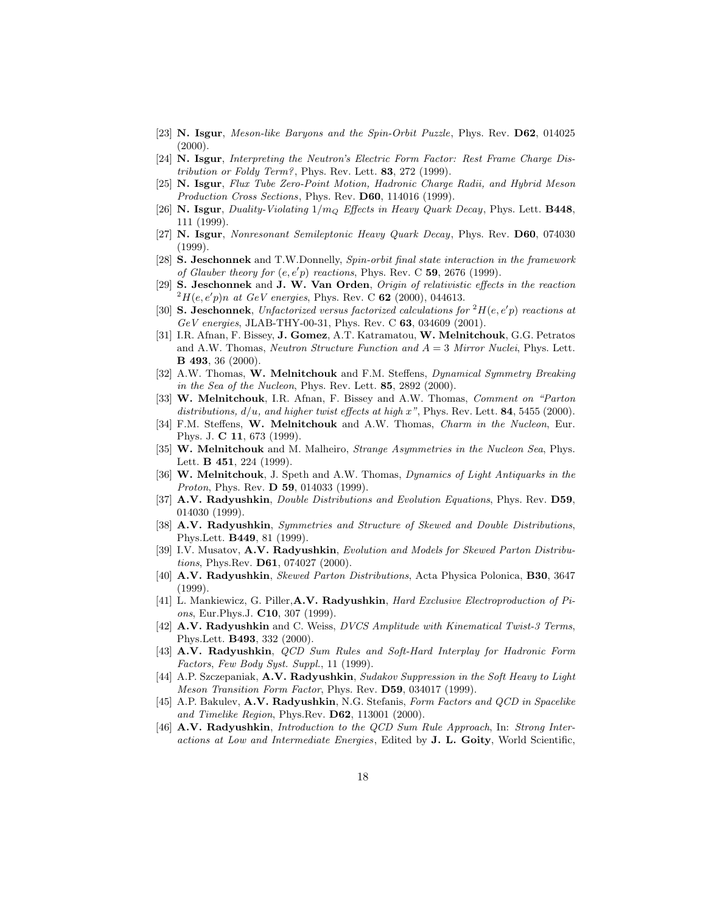[23] **N. Isgur**, *Meson-like Baryons and the Spin-Orbit Puzzle*, Phys. Rev. **D62**, 014025 (2000).

[24] **N. Isgur**, *Interpreting the Neutron's Electric Form Factor: Rest Frame Charge Distribution or Foldy Term?*, Phys. Rev. Lett. **83**, 272 (1999).

[25] **N. Isgur**, *Flux Tube Zero-Point Motion, Hadronic Charge Radii, and Hybrid Meson Production Cross Sections*, Phys. Rev. **D60**, 114016 (1999).

[26] **N. Isgur**, *Duality-Violating $1/m_Q$ Effects in Heavy Quark Decay*, Phys. Lett. **B448**, 111 (1999).

[27] **N. Isgur**, *Nonresonant Semileptonic Heavy Quark Decay*, Phys. Rev. **D60**, 074030 (1999).

[28] **S. Jeschonnek** and T.W.Donnelly, *Spin-orbit final state interaction in the framework of Glauber theory for $(e, e'p)$ reactions*, Phys. Rev. C **59**, 2676 (1999).

[29] **S. Jeschonnek** and **J. W. Van Orden**, *Origin of relativistic effects in the reaction $^2H(e, e'p)n$ at GeV energies*, Phys. Rev. C **62** (2000), 044613.

[30] **S. Jeschonnek**, *Unfactorized versus factorized calculations for $^2H(e, e'p)$ reactions at GeV energies*, JLAB-THY-00-31, Phys. Rev. C **63**, 034609 (2001).

[31] I.R. Afnan, F. Bissey, **J. Gomez**, A.T. Katramatou, **W. Melnitchouk**, G.G. Petratos and A.W. Thomas, *Neutron Structure Function and $A = 3$ Mirror Nuclei*, Phys. Lett. **B 493**, 36 (2000).

[32] A.W. Thomas, **W. Melnitchouk** and F.M. Steffens, *Dynamical Symmetry Breaking in the Sea of the Nucleon*, Phys. Rev. Lett. **85**, 2892 (2000).

[33] **W. Melnitchouk**, I.R. Afnan, F. Bissey and A.W. Thomas, *Comment on "Parton distributions, $d/u$, and higher twist effects at high $x$"*, Phys. Rev. Lett. **84**, 5455 (2000).

[34] F.M. Steffens, **W. Melnitchouk** and A.W. Thomas, *Charm in the Nucleon*, Eur. Phys. J. **C 11**, 673 (1999).

[35] **W. Melnitchouk** and M. Malheiro, *Strange Asymmetries in the Nucleon Sea*, Phys. Lett. **B 451**, 224 (1999).

[36] **W. Melnitchouk**, J. Speth and A.W. Thomas, *Dynamics of Light Antiquarks in the Proton*, Phys. Rev. **D 59**, 014033 (1999).

[37] **A.V. Radyushkin**, *Double Distributions and Evolution Equations*, Phys. Rev. **D59**, 014030 (1999).

[38] **A.V. Radyushkin**, *Symmetries and Structure of Skewed and Double Distributions*, Phys.Lett. **B449**, 81 (1999).

[39] I.V. Musatov, **A.V. Radyushkin**, *Evolution and Models for Skewed Parton Distributions*, Phys.Rev. **D61**, 074027 (2000).

[40] **A.V. Radyushkin**, *Skewed Parton Distributions*, Acta Physica Polonica, **B30**, 3647 (1999).

[41] L. Mankiewicz, G. Piller,**A.V. Radyushkin**, *Hard Exclusive Electroproduction of Pions*, Eur.Phys.J. **C10**, 307 (1999).

[42] **A.V. Radyushkin** and C. Weiss, *DVCS Amplitude with Kinematical Twist-3 Terms*, Phys.Lett. **B493**, 332 (2000).

[43] **A.V. Radyushkin**, *QCD Sum Rules and Soft-Hard Interplay for Hadronic Form Factors*, *Few Body Syst. Suppl.*, 11 (1999).

[44] A.P. Szczepaniak, **A.V. Radyushkin**, *Sudakov Suppression in the Soft Heavy to Light Meson Transition Form Factor*, Phys. Rev. **D59**, 034017 (1999).

[45] A.P. Bakulev, **A.V. Radyushkin**, N.G. Stefanis, *Form Factors and QCD in Spacelike and Timelike Region*, Phys.Rev. **D62**, 113001 (2000).

[46] **A.V. Radyushkin**, *Introduction to the QCD Sum Rule Approach*, In: *Strong Interactions at Low and Intermediate Energies*, Edited by **J. L. Goity**, World Scientific,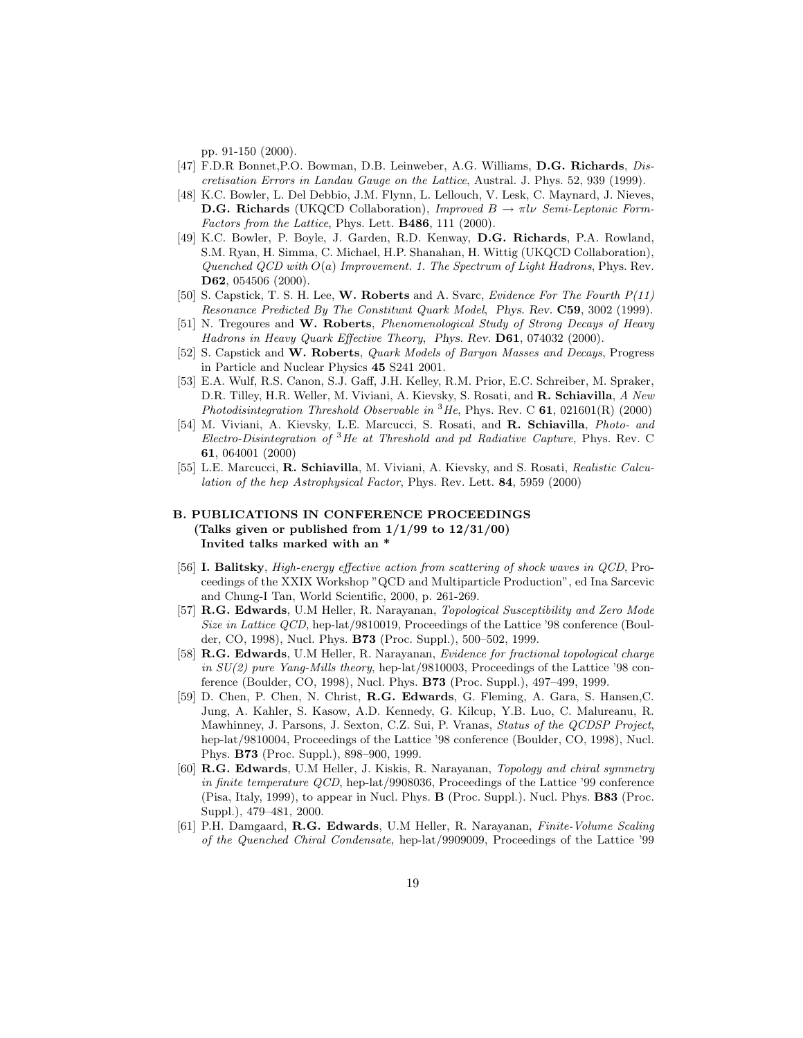pp. 91-150 (2000).

[47] F.D.R Bonnet,P.O. Bowman, D.B. Leinweber, A.G. Williams, **D.G. Richards**, *Discretisation Errors in Landau Gauge on the Lattice*, Austral. J. Phys. 52, 939 (1999).

[48] K.C. Bowler, L. Del Debbio, J.M. Flynn, L. Lellouch, V. Lesk, C. Maynard, J. Nieves, **D.G. Richards** (UKQCD Collaboration), *Improved $B \to \pi l \nu$ Semi-Leptonic Form-Factors from the Lattice*, Phys. Lett. **B486**, 111 (2000).

[49] K.C. Bowler, P. Boyle, J. Garden, R.D. Kenway, **D.G. Richards**, P.A. Rowland, S.M. Ryan, H. Simma, C. Michael, H.P. Shanahan, H. Wittig (UKQCD Collaboration), *Quenched QCD with $O(a)$ Improvement. 1. The Spectrum of Light Hadrons*, Phys. Rev. **D62**, 054506 (2000).

[50] S. Capstick, T. S. H. Lee, **W. Roberts** and A. Svarc, *Evidence For The Fourth P(11) Resonance Predicted By The Constitunt Quark Model*, *Phys. Rev.* **C59**, 3002 (1999).

[51] N. Tregoures and **W. Roberts**, *Phenomenological Study of Strong Decays of Heavy Hadrons in Heavy Quark Effective Theory*, *Phys. Rev.* **D61**, 074032 (2000).

[52] S. Capstick and **W. Roberts**, *Quark Models of Baryon Masses and Decays*, Progress in Particle and Nuclear Physics **45** S241 2001.

[53] E.A. Wulf, R.S. Canon, S.J. Gaff, J.H. Kelley, R.M. Prior, E.C. Schreiber, M. Spraker, D.R. Tilley, H.R. Weller, M. Viviani, A. Kievsky, S. Rosati, and **R. Schiavilla**, *A New Photodisintegration Threshold Observable in $^3He$*, Phys. Rev. C **61**, 021601(R) (2000)

[54] M. Viviani, A. Kievsky, L.E. Marcucci, S. Rosati, and **R. Schiavilla**, *Photo- and Electro-Disintegration of $^3He$ at Threshold and pd Radiative Capture*, Phys. Rev. C **61**, 064001 (2000)

[55] L.E. Marcucci, **R. Schiavilla**, M. Viviani, A. Kievsky, and S. Rosati, *Realistic Calculation of the hep Astrophysical Factor*, Phys. Rev. Lett. **84**, 5959 (2000)

### B. PUBLICATIONS IN CONFERENCE PROCEEDINGS
**(Talks given or published from 1/1/99 to 12/31/00)**
**Invited talks marked with an \***

[56] **I. Balitsky**, *High-energy effective action from scattering of shock waves in QCD*, Proceedings of the XXIX Workshop "QCD and Multiparticle Production", ed Ina Sarcevic and Chung-I Tan, World Scientific, 2000, p. 261-269.

[57] **R.G. Edwards**, U.M Heller, R. Narayanan, *Topological Susceptibility and Zero Mode Size in Lattice QCD*, hep-lat/9810019, Proceedings of the Lattice '98 conference (Boulder, CO, 1998), Nucl. Phys. **B73** (Proc. Suppl.), 500–502, 1999.

[58] **R.G. Edwards**, U.M Heller, R. Narayanan, *Evidence for fractional topological charge in SU(2) pure Yang-Mills theory*, hep-lat/9810003, Proceedings of the Lattice '98 conference (Boulder, CO, 1998), Nucl. Phys. **B73** (Proc. Suppl.), 497–499, 1999.

[59] D. Chen, P. Chen, N. Christ, **R.G. Edwards**, G. Fleming, A. Gara, S. Hansen,C. Jung, A. Kahler, S. Kasow, A.D. Kennedy, G. Kilcup, Y.B. Luo, C. Malureanu, R. Mawhinney, J. Parsons, J. Sexton, C.Z. Sui, P. Vranas, *Status of the QCDSP Project*, hep-lat/9810004, Proceedings of the Lattice '98 conference (Boulder, CO, 1998), Nucl. Phys. **B73** (Proc. Suppl.), 898–900, 1999.

[60] **R.G. Edwards**, U.M Heller, J. Kiskis, R. Narayanan, *Topology and chiral symmetry in finite temperature QCD*, hep-lat/9908036, Proceedings of the Lattice '99 conference (Pisa, Italy, 1999), to appear in Nucl. Phys. **B** (Proc. Suppl.). Nucl. Phys. **B83** (Proc. Suppl.), 479–481, 2000.

[61] P.H. Damgaard, **R.G. Edwards**, U.M Heller, R. Narayanan, *Finite-Volume Scaling of the Quenched Chiral Condensate*, hep-lat/9909009, Proceedings of the Lattice '99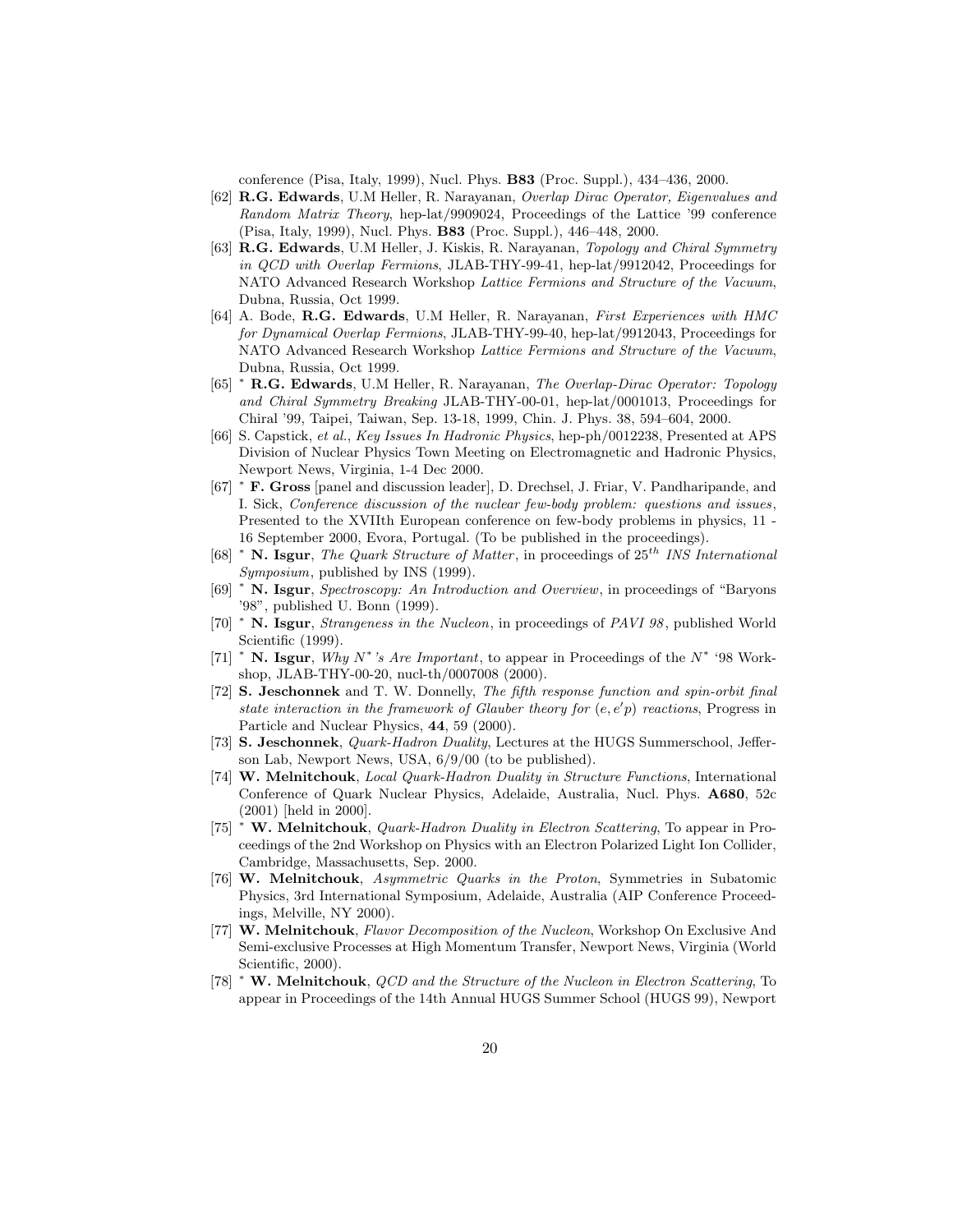conference (Pisa, Italy, 1999), Nucl. Phys. **B83** (Proc. Suppl.), 434–436, 2000.

[62] **R.G. Edwards**, U.M Heller, R. Narayanan, *Overlap Dirac Operator, Eigenvalues and Random Matrix Theory*, hep-lat/9909024, Proceedings of the Lattice '99 conference (Pisa, Italy, 1999), Nucl. Phys. **B83** (Proc. Suppl.), 446–448, 2000.

[63] **R.G. Edwards**, U.M Heller, J. Kiskis, R. Narayanan, *Topology and Chiral Symmetry in QCD with Overlap Fermions*, JLAB-THY-99-41, hep-lat/9912042, Proceedings for NATO Advanced Research Workshop *Lattice Fermions and Structure of the Vacuum*, Dubna, Russia, Oct 1999.

[64] A. Bode, **R.G. Edwards**, U.M Heller, R. Narayanan, *First Experiences with HMC for Dynamical Overlap Fermions*, JLAB-THY-99-40, hep-lat/9912043, Proceedings for NATO Advanced Research Workshop *Lattice Fermions and Structure of the Vacuum*, Dubna, Russia, Oct 1999.

[65] * **R.G. Edwards**, U.M Heller, R. Narayanan, *The Overlap-Dirac Operator: Topology and Chiral Symmetry Breaking* JLAB-THY-00-01, hep-lat/0001013, Proceedings for Chiral '99, Taipei, Taiwan, Sep. 13-18, 1999, Chin. J. Phys. 38, 594–604, 2000.

[66] S. Capstick, *et al.*, *Key Issues In Hadronic Physics*, hep-ph/0012238, Presented at APS Division of Nuclear Physics Town Meeting on Electromagnetic and Hadronic Physics, Newport News, Virginia, 1-4 Dec 2000.

[67] * **F. Gross** [panel and discussion leader], D. Drechsel, J. Friar, V. Pandharipande, and I. Sick, *Conference discussion of the nuclear few-body problem: questions and issues*, Presented to the XVIIth European conference on few-body problems in physics, 11 - 16 September 2000, Evora, Portugal. (To be published in the proceedings).

[68] * **N. Isgur**, *The Quark Structure of Matter*, in proceedings of $25^{th}$ *INS International Symposium*, published by INS (1999).

[69] * **N. Isgur**, *Spectroscopy: An Introduction and Overview*, in proceedings of "Baryons '98", published U. Bonn (1999).

[70] * **N. Isgur**, *Strangeness in the Nucleon*, in proceedings of *PAVI 98*, published World Scientific (1999).

[71] * **N. Isgur**, *Why $N^*$'s Are Important*, to appear in Proceedings of the $N^*$ '98 Workshop, JLAB-THY-00-20, nucl-th/0007008 (2000).

[72] **S. Jeschonnek** and T. W. Donnelly, *The fifth response function and spin-orbit final state interaction in the framework of Glauber theory for $(e, e'p)$ reactions*, Progress in Particle and Nuclear Physics, **44**, 59 (2000).

[73] **S. Jeschonnek**, *Quark-Hadron Duality*, Lectures at the HUGS Summerschool, Jefferson Lab, Newport News, USA, 6/9/00 (to be published).

[74] **W. Melnitchouk**, *Local Quark-Hadron Duality in Structure Functions*, International Conference of Quark Nuclear Physics, Adelaide, Australia, Nucl. Phys. **A680**, 52c (2001) [held in 2000].

[75] * **W. Melnitchouk**, *Quark-Hadron Duality in Electron Scattering*, To appear in Proceedings of the 2nd Workshop on Physics with an Electron Polarized Light Ion Collider, Cambridge, Massachusetts, Sep. 2000.

[76] **W. Melnitchouk**, *Asymmetric Quarks in the Proton*, Symmetries in Subatomic Physics, 3rd International Symposium, Adelaide, Australia (AIP Conference Proceedings, Melville, NY 2000).

[77] **W. Melnitchouk**, *Flavor Decomposition of the Nucleon*, Workshop On Exclusive And Semi-exclusive Processes at High Momentum Transfer, Newport News, Virginia (World Scientific, 2000).

[78] * **W. Melnitchouk**, *QCD and the Structure of the Nucleon in Electron Scattering*, To appear in Proceedings of the 14th Annual HUGS Summer School (HUGS 99), Newport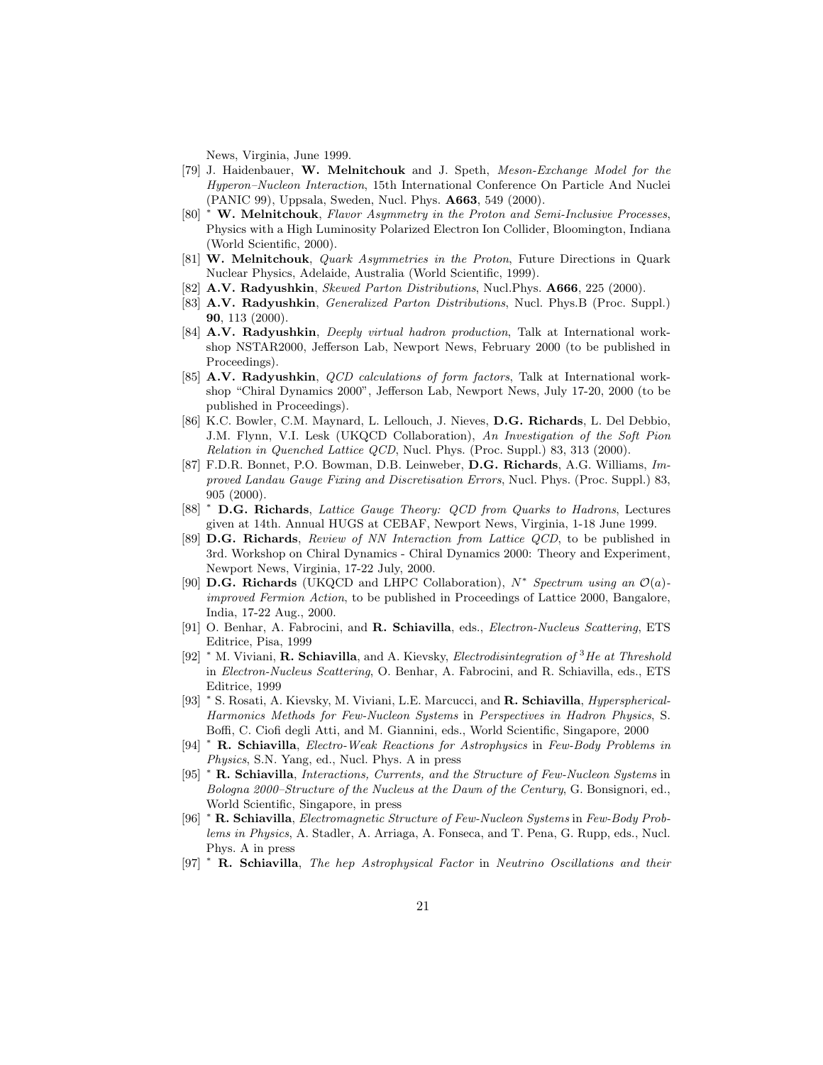News, Virginia, June 1999.

[79] J. Haidenbauer, **W. Melnitchouk** and J. Speth, *Meson-Exchange Model for the Hyperon–Nucleon Interaction*, 15th International Conference On Particle And Nuclei (PANIC 99), Uppsala, Sweden, Nucl. Phys. **A663**, 549 (2000).

[80] * **W. Melnitchouk**, *Flavor Asymmetry in the Proton and Semi-Inclusive Processes*, Physics with a High Luminosity Polarized Electron Ion Collider, Bloomington, Indiana (World Scientific, 2000).

[81] **W. Melnitchouk**, *Quark Asymmetries in the Proton*, Future Directions in Quark Nuclear Physics, Adelaide, Australia (World Scientific, 1999).

[82] **A.V. Radyushkin**, *Skewed Parton Distributions*, Nucl.Phys. **A666**, 225 (2000).

[83] **A.V. Radyushkin**, *Generalized Parton Distributions*, Nucl. Phys.B (Proc. Suppl.) **90**, 113 (2000).

[84] **A.V. Radyushkin**, *Deeply virtual hadron production*, Talk at International workshop NSTAR2000, Jefferson Lab, Newport News, February 2000 (to be published in Proceedings).

[85] **A.V. Radyushkin**, *QCD calculations of form factors*, Talk at International workshop "Chiral Dynamics 2000", Jefferson Lab, Newport News, July 17-20, 2000 (to be published in Proceedings).

[86] K.C. Bowler, C.M. Maynard, L. Lellouch, J. Nieves, **D.G. Richards**, L. Del Debbio, J.M. Flynn, V.I. Lesk (UKQCD Collaboration), *An Investigation of the Soft Pion Relation in Quenched Lattice QCD*, Nucl. Phys. (Proc. Suppl.) 83, 313 (2000).

[87] F.D.R. Bonnet, P.O. Bowman, D.B. Leinweber, **D.G. Richards**, A.G. Williams, *Improved Landau Gauge Fixing and Discretisation Errors*, Nucl. Phys. (Proc. Suppl.) 83, 905 (2000).

[88] * **D.G. Richards**, *Lattice Gauge Theory: QCD from Quarks to Hadrons*, Lectures given at 14th. Annual HUGS at CEBAF, Newport News, Virginia, 1-18 June 1999.

[89] **D.G. Richards**, *Review of NN Interaction from Lattice QCD*, to be published in 3rd. Workshop on Chiral Dynamics - Chiral Dynamics 2000: Theory and Experiment, Newport News, Virginia, 17-22 July, 2000.

[90] **D.G. Richards** (UKQCD and LHPC Collaboration), *$N^*$ Spectrum using an $\mathcal{O}(a)$-improved Fermion Action*, to be published in Proceedings of Lattice 2000, Bangalore, India, 17-22 Aug., 2000.

[91] O. Benhar, A. Fabrocini, and **R. Schiavilla**, eds., *Electron-Nucleus Scattering*, ETS Editrice, Pisa, 1999

[92] * M. Viviani, **R. Schiavilla**, and A. Kievsky, *Electrodisintegration of $^3$He at Threshold* in *Electron-Nucleus Scattering*, O. Benhar, A. Fabrocini, and R. Schiavilla, eds., ETS Editrice, 1999

[93] * S. Rosati, A. Kievsky, M. Viviani, L.E. Marcucci, and **R. Schiavilla**, *Hyperspherical-Harmonics Methods for Few-Nucleon Systems* in *Perspectives in Hadron Physics*, S. Boffi, C. Ciofi degli Atti, and M. Giannini, eds., World Scientific, Singapore, 2000

[94] * **R. Schiavilla**, *Electro-Weak Reactions for Astrophysics* in *Few-Body Problems in Physics*, S.N. Yang, ed., Nucl. Phys. A in press

[95] * **R. Schiavilla**, *Interactions, Currents, and the Structure of Few-Nucleon Systems* in *Bologna 2000–Structure of the Nucleus at the Dawn of the Century*, G. Bonsignori, ed., World Scientific, Singapore, in press

[96] * **R. Schiavilla**, *Electromagnetic Structure of Few-Nucleon Systems* in *Few-Body Problems in Physics*, A. Stadler, A. Arriaga, A. Fonseca, and T. Pena, G. Rupp, eds., Nucl. Phys. A in press

[97] * **R. Schiavilla**, *The hep Astrophysical Factor* in *Neutrino Oscillations and their*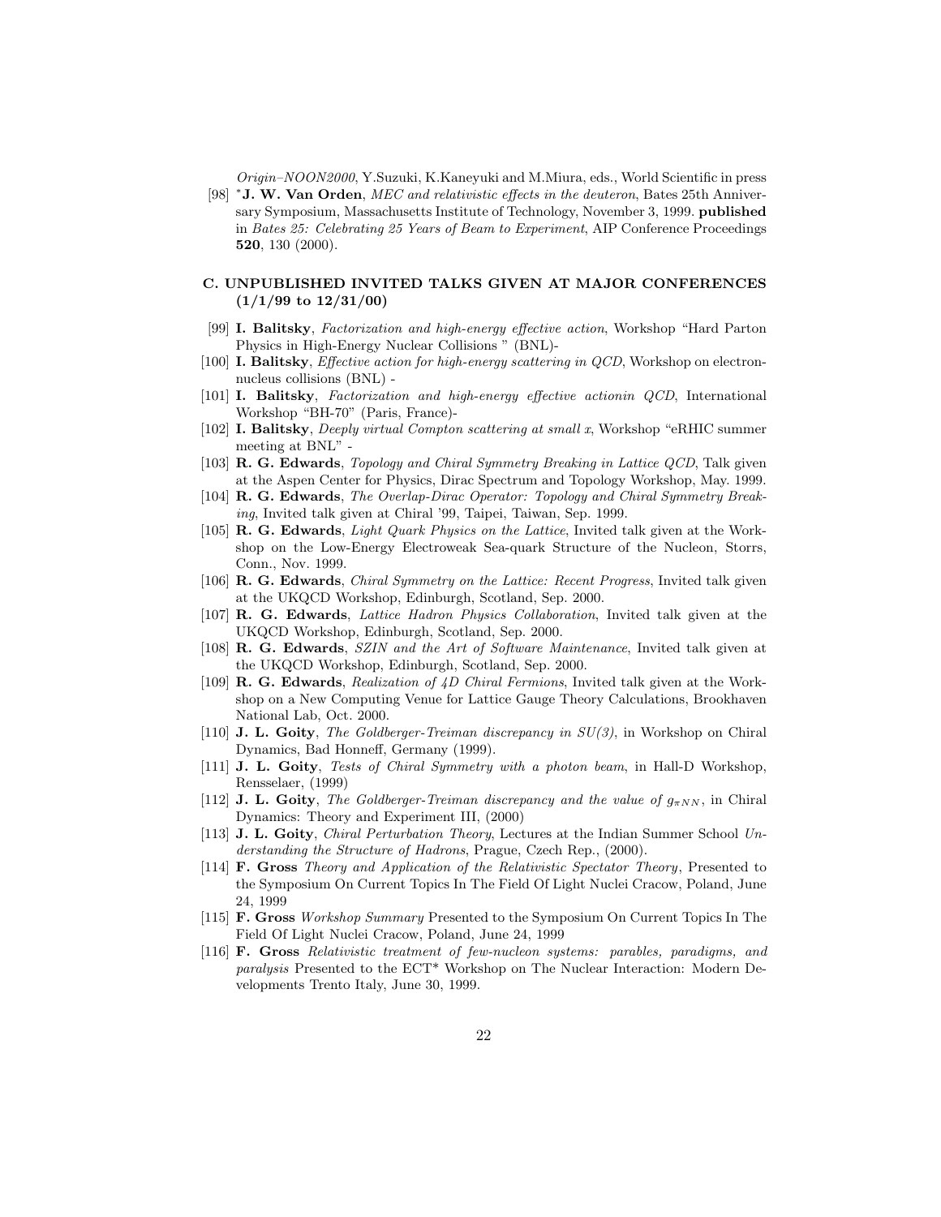*Origin–NOON2000*, Y.Suzuki, K.Kaneyuki and M.Miura, eds., World Scientific in press

[98] *J. W. Van Orden*, *MEC and relativistic effects in the deuteron*, Bates 25th Anniversary Symposium, Massachusetts Institute of Technology, November 3, 1999. **published** in *Bates 25: Celebrating 25 Years of Beam to Experiment*, AIP Conference Proceedings **520**, 130 (2000).

### C. UNPUBLISHED INVITED TALKS GIVEN AT MAJOR CONFERENCES (1/1/99 to 12/31/00)

[99] **I. Balitsky**, *Factorization and high-energy effective action*, Workshop "Hard Parton Physics in High-Energy Nuclear Collisions " (BNL)-

[100] **I. Balitsky**, *Effective action for high-energy scattering in QCD*, Workshop on electron-nucleus collisions (BNL) -

[101] **I. Balitsky**, *Factorization and high-energy effective actionin QCD*, International Workshop "BH-70" (Paris, France)-

[102] **I. Balitsky**, *Deeply virtual Compton scattering at small x*, Workshop "eRHIC summer meeting at BNL" -

[103] **R. G. Edwards**, *Topology and Chiral Symmetry Breaking in Lattice QCD*, Talk given at the Aspen Center for Physics, Dirac Spectrum and Topology Workshop, May. 1999.

[104] **R. G. Edwards**, *The Overlap-Dirac Operator: Topology and Chiral Symmetry Breaking*, Invited talk given at Chiral '99, Taipei, Taiwan, Sep. 1999.

[105] **R. G. Edwards**, *Light Quark Physics on the Lattice*, Invited talk given at the Workshop on the Low-Energy Electroweak Sea-quark Structure of the Nucleon, Storrs, Conn., Nov. 1999.

[106] **R. G. Edwards**, *Chiral Symmetry on the Lattice: Recent Progress*, Invited talk given at the UKQCD Workshop, Edinburgh, Scotland, Sep. 2000.

[107] **R. G. Edwards**, *Lattice Hadron Physics Collaboration*, Invited talk given at the UKQCD Workshop, Edinburgh, Scotland, Sep. 2000.

[108] **R. G. Edwards**, *SZIN and the Art of Software Maintenance*, Invited talk given at the UKQCD Workshop, Edinburgh, Scotland, Sep. 2000.

[109] **R. G. Edwards**, *Realization of 4D Chiral Fermions*, Invited talk given at the Workshop on a New Computing Venue for Lattice Gauge Theory Calculations, Brookhaven National Lab, Oct. 2000.

[110] **J. L. Goity**, *The Goldberger-Treiman discrepancy in SU(3)*, in Workshop on Chiral Dynamics, Bad Honneff, Germany (1999).

[111] **J. L. Goity**, *Tests of Chiral Symmetry with a photon beam*, in Hall-D Workshop, Rensselaer, (1999)

[112] **J. L. Goity**, *The Goldberger-Treiman discrepancy and the value of $g_{\pi NN}$*, in Chiral Dynamics: Theory and Experiment III, (2000)

[113] **J. L. Goity**, *Chiral Perturbation Theory*, Lectures at the Indian Summer School *Understanding the Structure of Hadrons*, Prague, Czech Rep., (2000).

[114] **F. Gross** *Theory and Application of the Relativistic Spectator Theory*, Presented to the Symposium On Current Topics In The Field Of Light Nuclei Cracow, Poland, June 24, 1999

[115] **F. Gross** *Workshop Summary* Presented to the Symposium On Current Topics In The Field Of Light Nuclei Cracow, Poland, June 24, 1999

[116] **F. Gross** *Relativistic treatment of few-nucleon systems: parables, paradigms, and paralysis* Presented to the ECT* Workshop on The Nuclear Interaction: Modern Developments Trento Italy, June 30, 1999.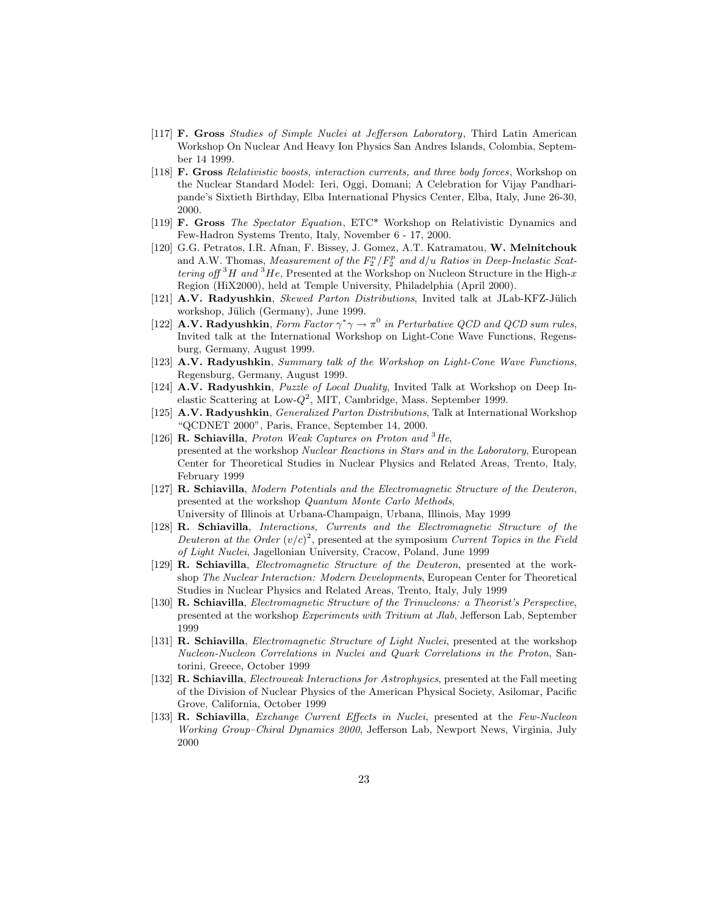[117] **F. Gross** *Studies of Simple Nuclei at Jefferson Laboratory*, Third Latin American Workshop On Nuclear And Heavy Ion Physics San Andres Islands, Colombia, September 14 1999.

[118] **F. Gross** *Relativistic boosts, interaction currents, and three body forces*, Workshop on the Nuclear Standard Model: Ieri, Oggi, Domani; A Celebration for Vijay Pandharipande's Sixtieth Birthday, Elba International Physics Center, Elba, Italy, June 26-30, 2000.

[119] **F. Gross** *The Spectator Equation*, ETC* Workshop on Relativistic Dynamics and Few-Hadron Systems Trento, Italy, November 6 - 17, 2000.

[120] G.G. Petratos, I.R. Afnan, F. Bissey, J. Gomez, A.T. Katramatou, **W. Melnitchouk** and A.W. Thomas, *Measurement of the $F_2^n/F_2^p$ and $d/u$ Ratios in Deep-Inelastic Scattering off $^3H$ and $^3He$*, Presented at the Workshop on Nucleon Structure in the High-$x$ Region (HiX2000), held at Temple University, Philadelphia (April 2000).

[121] **A.V. Radyushkin**, *Skewed Parton Distributions*, Invited talk at JLab-KFZ-Jülich workshop, Jülich (Germany), June 1999.

[122] **A.V. Radyushkin**, *Form Factor $\gamma^*\gamma \to \pi^0$ in Perturbative QCD and QCD sum rules*, Invited talk at the International Workshop on Light-Cone Wave Functions, Regensburg, Germany, August 1999.

[123] **A.V. Radyushkin**, *Summary talk of the Workshop on Light-Cone Wave Functions*, Regensburg, Germany, August 1999.

[124] **A.V. Radyushkin**, *Puzzle of Local Duality*, Invited Talk at Workshop on Deep Inelastic Scattering at Low-$Q^2$, MIT, Cambridge, Mass. September 1999.

[125] **A.V. Radyushkin**, *Generalized Parton Distributions*, Talk at International Workshop "QCDNET 2000", Paris, France, September 14, 2000.

[126] **R. Schiavilla**, *Proton Weak Captures on Proton and $^3He$*, presented at the workshop *Nuclear Reactions in Stars and in the Laboratory*, European Center for Theoretical Studies in Nuclear Physics and Related Areas, Trento, Italy, February 1999

[127] **R. Schiavilla**, *Modern Potentials and the Electromagnetic Structure of the Deuteron*, presented at the workshop *Quantum Monte Carlo Methods*, University of Illinois at Urbana-Champaign, Urbana, Illinois, May 1999

[128] **R. Schiavilla**, *Interactions, Currents and the Electromagnetic Structure of the Deuteron at the Order $(v/c)^2$*, presented at the symposium *Current Topics in the Field of Light Nuclei*, Jagellonian University, Cracow, Poland, June 1999

[129] **R. Schiavilla**, *Electromagnetic Structure of the Deuteron*, presented at the workshop *The Nuclear Interaction: Modern Developments*, European Center for Theoretical Studies in Nuclear Physics and Related Areas, Trento, Italy, July 1999

[130] **R. Schiavilla**, *Electromagnetic Structure of the Trinucleons: a Theorist's Perspective*, presented at the workshop *Experiments with Tritium at Jlab*, Jefferson Lab, September 1999

[131] **R. Schiavilla**, *Electromagnetic Structure of Light Nuclei*, presented at the workshop *Nucleon-Nucleon Correlations in Nuclei and Quark Correlations in the Proton*, Santorini, Greece, October 1999

[132] **R. Schiavilla**, *Electroweak Interactions for Astrophysics*, presented at the Fall meeting of the Division of Nuclear Physics of the American Physical Society, Asilomar, Pacific Grove, California, October 1999

[133] **R. Schiavilla**, *Exchange Current Effects in Nuclei*, presented at the *Few-Nucleon Working Group–Chiral Dynamics 2000*, Jefferson Lab, Newport News, Virginia, July 2000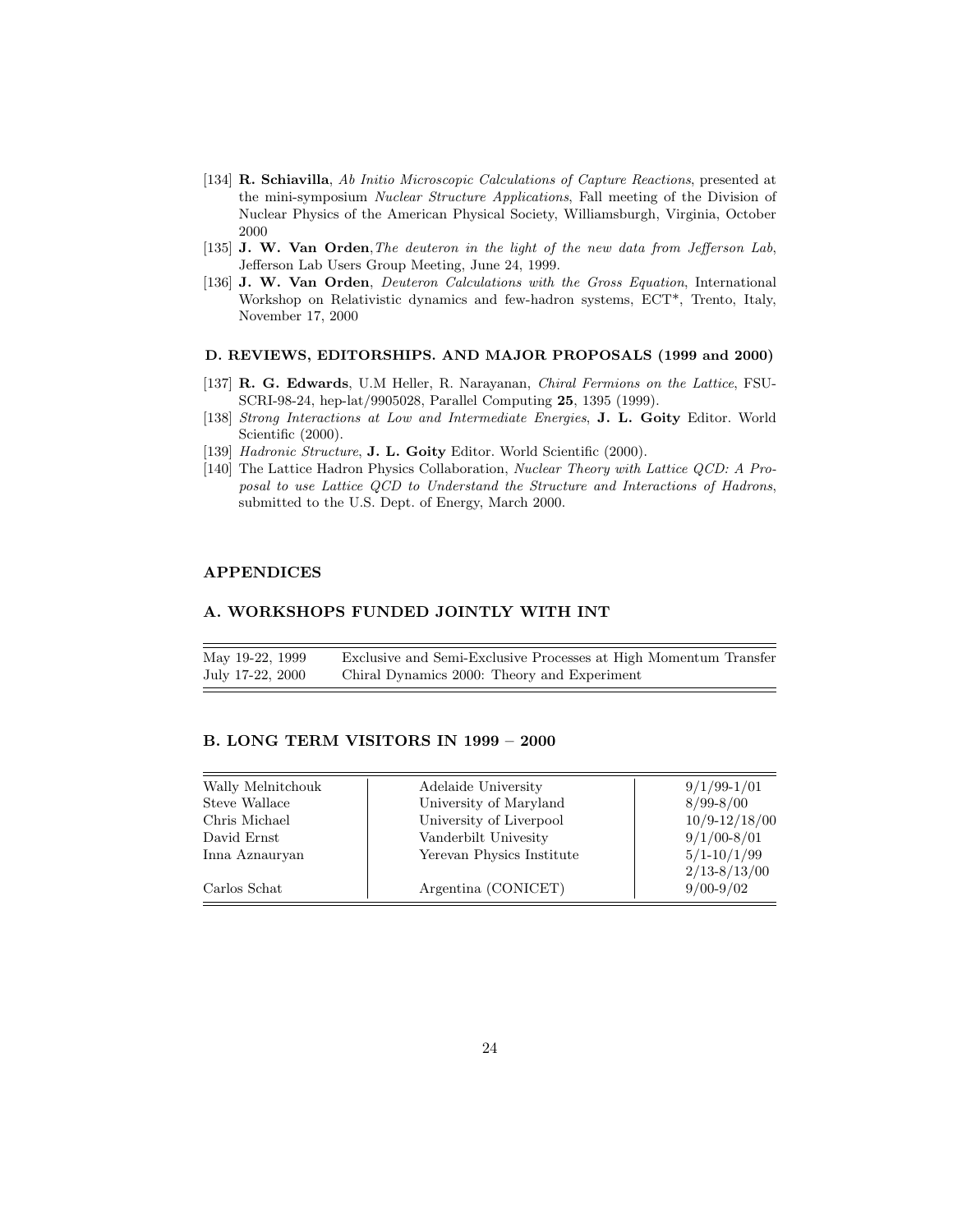[134] **R. Schiavilla**, *Ab Initio Microscopic Calculations of Capture Reactions*, presented at the mini-symposium *Nuclear Structure Applications*, Fall meeting of the Division of Nuclear Physics of the American Physical Society, Williamsburgh, Virginia, October 2000

[135] **J. W. Van Orden**,*The deuteron in the light of the new data from Jefferson Lab*, Jefferson Lab Users Group Meeting, June 24, 1999.

[136] **J. W. Van Orden**, *Deuteron Calculations with the Gross Equation*, International Workshop on Relativistic dynamics and few-hadron systems, ECT*, Trento, Italy, November 17, 2000

#### D. REVIEWS, EDITORSHIPS. AND MAJOR PROPOSALS (1999 and 2000)

[137] **R. G. Edwards**, U.M Heller, R. Narayanan, *Chiral Fermions on the Lattice*, FSU-SCRI-98-24, hep-lat/9905028, Parallel Computing **25**, 1395 (1999).

[138] *Strong Interactions at Low and Intermediate Energies*, **J. L. Goity** Editor. World Scientific (2000).

[139] *Hadronic Structure*, **J. L. Goity** Editor. World Scientific (2000).

[140] The Lattice Hadron Physics Collaboration, *Nuclear Theory with Lattice QCD: A Proposal to use Lattice QCD to Understand the Structure and Interactions of Hadrons*, submitted to the U.S. Dept. of Energy, March 2000.

## APPENDICES

## A. WORKSHOPS FUNDED JOINTLY WITH INT

| | |
|---|---|
| May 19-22, 1999 | Exclusive and Semi-Exclusive Processes at High Momentum Transfer |
| July 17-22, 2000 | Chiral Dynamics 2000: Theory and Experiment |

## B. LONG TERM VISITORS IN 1999 – 2000

| | | |
|---|---|---|
| Wally Melnitchouk | Adelaide University | 9/1/99-1/01 |
| Steve Wallace | University of Maryland | 8/99-8/00 |
| Chris Michael | University of Liverpool | 10/9-12/18/00 |
| David Ernst | Vanderbilt Univesity | 9/1/00-8/01 |
| Inna Aznauryan | Yerevan Physics Institute | 5/1-10/1/99 |
| | | 2/13-8/13/00 |
| Carlos Schat | Argentina (CONICET) | 9/00-9/02 |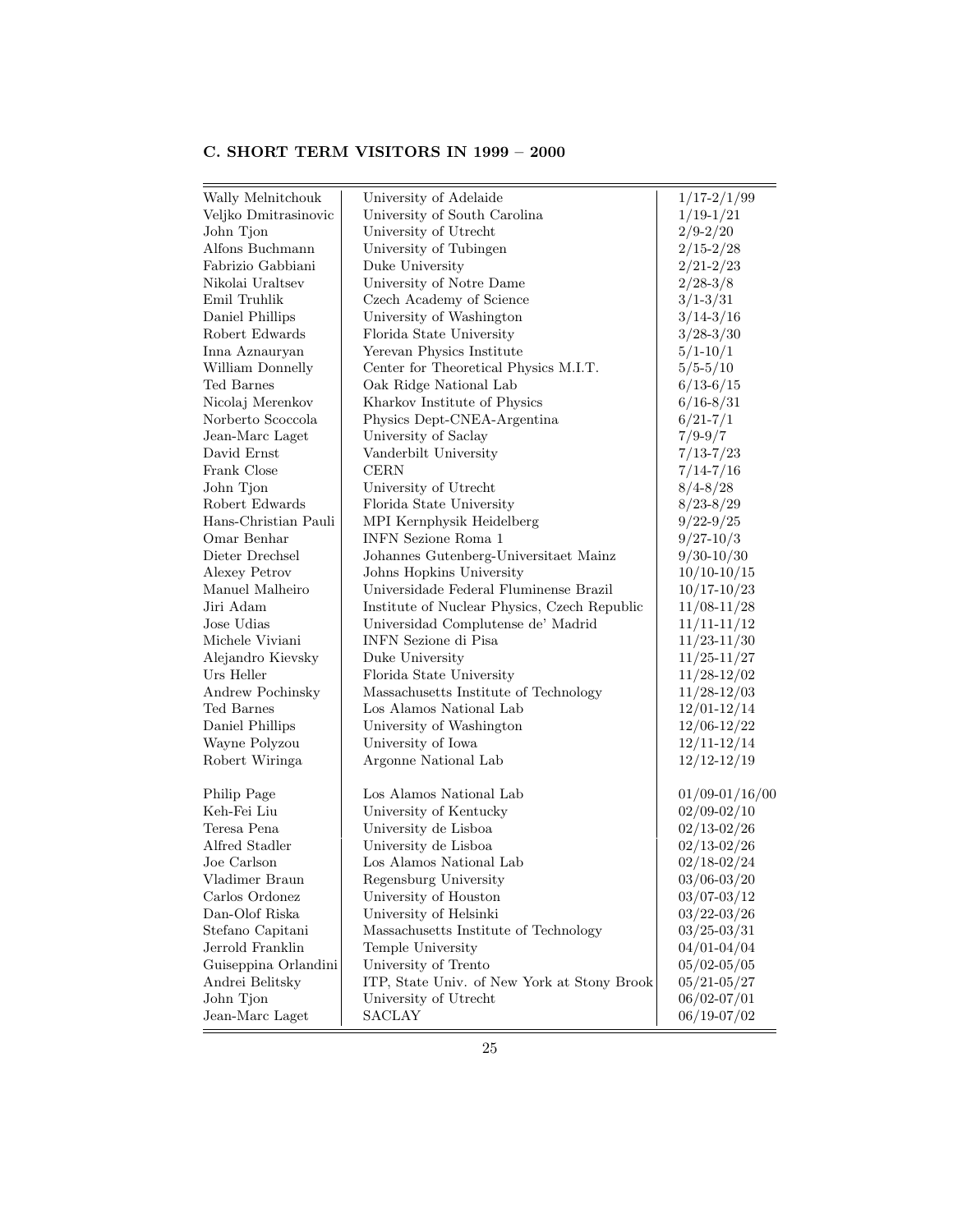### C. SHORT TERM VISITORS IN 1999 – 2000

| | | |
|---|---|---|
| Wally Melnitchouk | University of Adelaide | 1/17-2/1/99 |
| Veljko Dmitrasinovic | University of South Carolina | 1/19-1/21 |
| John Tjon | University of Utrecht | 2/9-2/20 |
| Alfons Buchmann | University of Tubingen | 2/15-2/28 |
| Fabrizio Gabbiani | Duke University | 2/21-2/23 |
| Nikolai Uraltsev | University of Notre Dame | 2/28-3/8 |
| Emil Truhlik | Czech Academy of Science | 3/1-3/31 |
| Daniel Phillips | University of Washington | 3/14-3/16 |
| Robert Edwards | Florida State University | 3/28-3/30 |
| Inna Aznauryan | Yerevan Physics Institute | 5/1-10/1 |
| William Donnelly | Center for Theoretical Physics M.I.T. | 5/5-5/10 |
| Ted Barnes | Oak Ridge National Lab | 6/13-6/15 |
| Nicolaj Merenkov | Kharkov Institute of Physics | 6/16-8/31 |
| Norberto Scoccola | Physics Dept-CNEA-Argentina | 6/21-7/1 |
| Jean-Marc Laget | University of Saclay | 7/9-9/7 |
| David Ernst | Vanderbilt University | 7/13-7/23 |
| Frank Close | CERN | 7/14-7/16 |
| John Tjon | University of Utrecht | 8/4-8/28 |
| Robert Edwards | Florida State University | 8/23-8/29 |
| Hans-Christian Pauli | MPI Kernphysik Heidelberg | 9/22-9/25 |
| Omar Benhar | INFN Sezione Roma 1 | 9/27-10/3 |
| Dieter Drechsel | Johannes Gutenberg-Universitaet Mainz | 9/30-10/30 |
| Alexey Petrov | Johns Hopkins University | 10/10-10/15 |
| Manuel Malheiro | Universidade Federal Fluminense Brazil | 10/17-10/23 |
| Jiri Adam | Institute of Nuclear Physics, Czech Republic | 11/08-11/28 |
| Jose Udias | Universidad Complutense de' Madrid | 11/11-11/12 |
| Michele Viviani | INFN Sezione di Pisa | 11/23-11/30 |
| Alejandro Kievsky | Duke University | 11/25-11/27 |
| Urs Heller | Florida State University | 11/28-12/02 |
| Andrew Pochinsky | Massachusetts Institute of Technology | 11/28-12/03 |
| Ted Barnes | Los Alamos National Lab | 12/01-12/14 |
| Daniel Phillips | University of Washington | 12/06-12/22 |
| Wayne Polyzou | University of Iowa | 12/11-12/14 |
| Robert Wiringa | Argonne National Lab | 12/12-12/19 |
| Philip Page | Los Alamos National Lab | 01/09-01/16/00 |
| Keh-Fei Liu | University of Kentucky | 02/09-02/10 |
| Teresa Pena | University de Lisboa | 02/13-02/26 |
| Alfred Stadler | University de Lisboa | 02/13-02/26 |
| Joe Carlson | Los Alamos National Lab | 02/18-02/24 |
| Vladimer Braun | Regensburg University | 03/06-03/20 |
| Carlos Ordonez | University of Houston | 03/07-03/12 |
| Dan-Olof Riska | University of Helsinki | 03/22-03/26 |
| Stefano Capitani | Massachusetts Institute of Technology | 03/25-03/31 |
| Jerrold Franklin | Temple University | 04/01-04/04 |
| Guiseppina Orlandini | University of Trento | 05/02-05/05 |
| Andrei Belitsky | ITP, State Univ. of New York at Stony Brook | 05/21-05/27 |
| John Tjon | University of Utrecht | 06/02-07/01 |
| Jean-Marc Laget | SACLAY | 06/19-07/02 |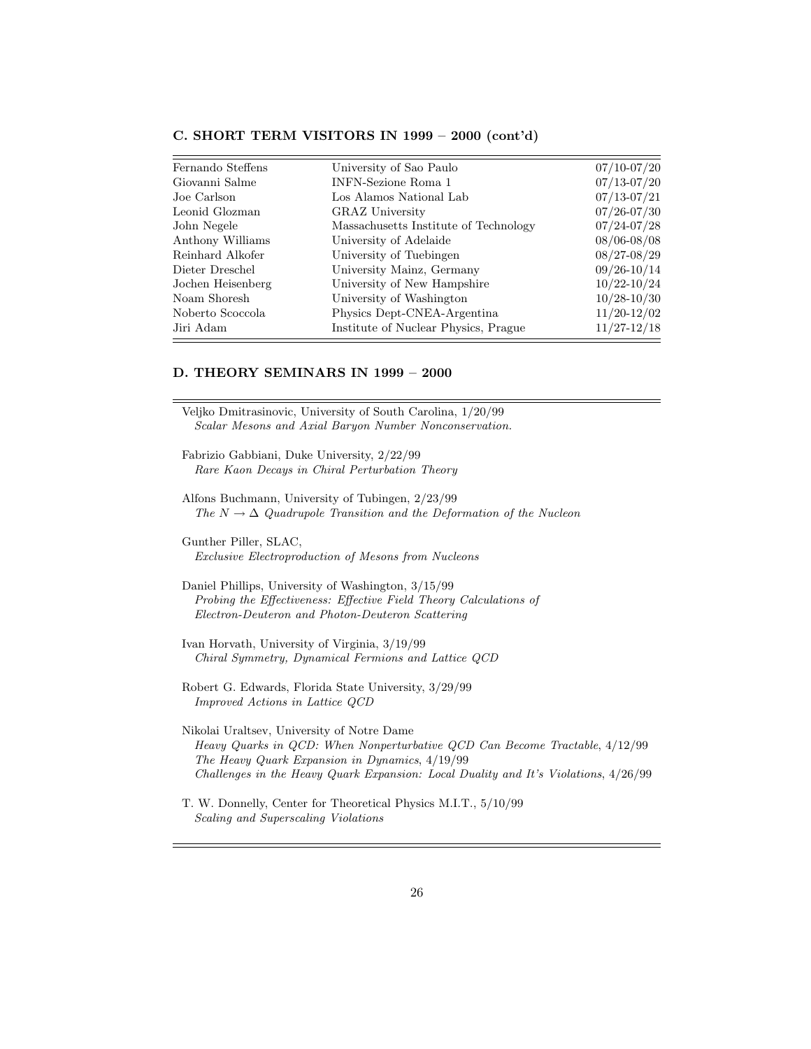### C. SHORT TERM VISITORS IN 1999 – 2000 (cont'd)

| | | |
|---|---|---|
| Fernando Steffens | University of Sao Paulo | 07/10-07/20 |
| Giovanni Salme | INFN-Sezione Roma 1 | 07/13-07/20 |
| Joe Carlson | Los Alamos National Lab | 07/13-07/21 |
| Leonid Glozman | GRAZ University | 07/26-07/30 |
| John Negele | Massachusetts Institute of Technology | 07/24-07/28 |
| Anthony Williams | University of Adelaide | 08/06-08/08 |
| Reinhard Alkofer | University of Tuebingen | 08/27-08/29 |
| Dieter Dreschel | University Mainz, Germany | 09/26-10/14 |
| Jochen Heisenberg | University of New Hampshire | 10/22-10/24 |
| Noam Shoresh | University of Washington | 10/28-10/30 |
| Noberto Scoccola | Physics Dept-CNEA-Argentina | 11/20-12/02 |
| Jiri Adam | Institute of Nuclear Physics, Prague | 11/27-12/18 |

### D. THEORY SEMINARS IN 1999 – 2000

Veljko Dmitrasinovic, University of South Carolina, 1/20/99
*Scalar Mesons and Axial Baryon Number Nonconservation.*

Fabrizio Gabbiani, Duke University, 2/22/99
*Rare Kaon Decays in Chiral Perturbation Theory*

Alfons Buchmann, University of Tubingen, 2/23/99
*The $N \rightarrow \Delta$ Quadrupole Transition and the Deformation of the Nucleon*

Gunther Piller, SLAC,
*Exclusive Electroproduction of Mesons from Nucleons*

Daniel Phillips, University of Washington, 3/15/99
*Probing the Effectiveness: Effective Field Theory Calculations of Electron-Deuteron and Photon-Deuteron Scattering*

Ivan Horvath, University of Virginia, 3/19/99
*Chiral Symmetry, Dynamical Fermions and Lattice QCD*

Robert G. Edwards, Florida State University, 3/29/99
*Improved Actions in Lattice QCD*

Nikolai Uraltsev, University of Notre Dame
*Heavy Quarks in QCD: When Nonperturbative QCD Can Become Tractable*, 4/12/99
*The Heavy Quark Expansion in Dynamics*, 4/19/99
*Challenges in the Heavy Quark Expansion: Local Duality and It's Violations*, 4/26/99

T. W. Donnelly, Center for Theoretical Physics M.I.T., 5/10/99
*Scaling and Superscaling Violations*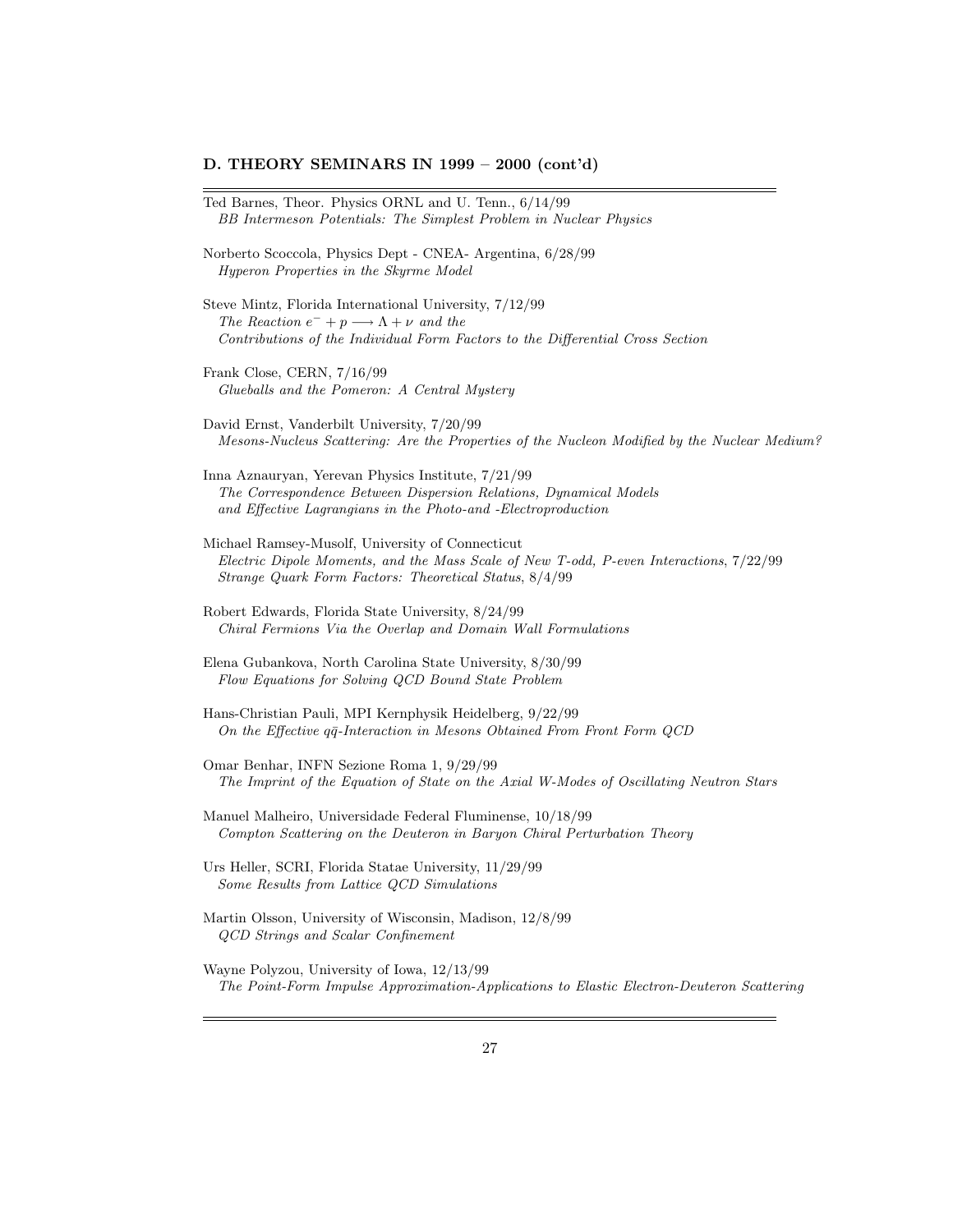**D. THEORY SEMINARS IN 1999 – 2000 (cont'd)**

---

Ted Barnes, Theor. Physics ORNL and U. Tenn., 6/14/99
*BB Intermeson Potentials: The Simplest Problem in Nuclear Physics*

Norberto Scoccola, Physics Dept - CNEA- Argentina, 6/28/99
*Hyperon Properties in the Skyrme Model*

Steve Mintz, Florida International University, 7/12/99
*The Reaction $e^- + p \longrightarrow \Lambda + \nu$ and the Contributions of the Individual Form Factors to the Differential Cross Section*

Frank Close, CERN, 7/16/99
*Glueballs and the Pomeron: A Central Mystery*

David Ernst, Vanderbilt University, 7/20/99
*Mesons-Nucleus Scattering: Are the Properties of the Nucleon Modified by the Nuclear Medium?*

Inna Aznauryan, Yerevan Physics Institute, 7/21/99
*The Correspondence Between Dispersion Relations, Dynamical Models and Effective Lagrangians in the Photo-and -Electroproduction*

Michael Ramsey-Musolf, University of Connecticut
*Electric Dipole Moments, and the Mass Scale of New T-odd, P-even Interactions*, 7/22/99
*Strange Quark Form Factors: Theoretical Status*, 8/4/99

Robert Edwards, Florida State University, 8/24/99
*Chiral Fermions Via the Overlap and Domain Wall Formulations*

Elena Gubankova, North Carolina State University, 8/30/99
*Flow Equations for Solving QCD Bound State Problem*

Hans-Christian Pauli, MPI Kernphysik Heidelberg, 9/22/99
*On the Effective $q\bar{q}$-Interaction in Mesons Obtained From Front Form QCD*

Omar Benhar, INFN Sezione Roma 1, 9/29/99
*The Imprint of the Equation of State on the Axial W-Modes of Oscillating Neutron Stars*

Manuel Malheiro, Universidade Federal Fluminense, 10/18/99
*Compton Scattering on the Deuteron in Baryon Chiral Perturbation Theory*

Urs Heller, SCRI, Florida Statae University, 11/29/99
*Some Results from Lattice QCD Simulations*

Martin Olsson, University of Wisconsin, Madison, 12/8/99
*QCD Strings and Scalar Confinement*

Wayne Polyzou, University of Iowa, 12/13/99
*The Point-Form Impulse Approximation-Applications to Elastic Electron-Deuteron Scattering*

---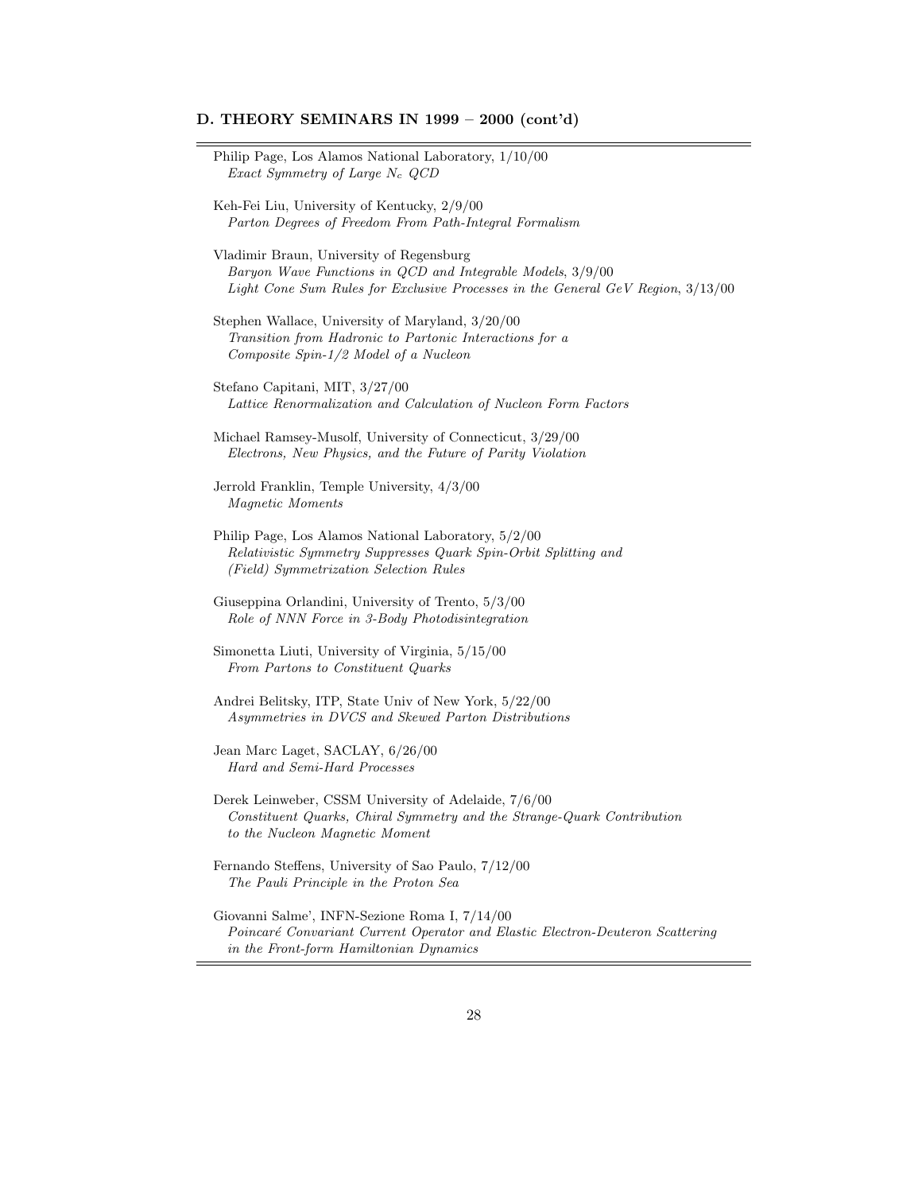### D. THEORY SEMINARS IN 1999 – 2000 (cont'd)

Philip Page, Los Alamos National Laboratory, 1/10/00
*Exact Symmetry of Large $N_c$ QCD*

Keh-Fei Liu, University of Kentucky, 2/9/00
*Parton Degrees of Freedom From Path-Integral Formalism*

Vladimir Braun, University of Regensburg
*Baryon Wave Functions in QCD and Integrable Models*, 3/9/00
*Light Cone Sum Rules for Exclusive Processes in the General GeV Region*, 3/13/00

Stephen Wallace, University of Maryland, 3/20/00
*Transition from Hadronic to Partonic Interactions for a Composite Spin-1/2 Model of a Nucleon*

Stefano Capitani, MIT, 3/27/00
*Lattice Renormalization and Calculation of Nucleon Form Factors*

Michael Ramsey-Musolf, University of Connecticut, 3/29/00
*Electrons, New Physics, and the Future of Parity Violation*

Jerrold Franklin, Temple University, 4/3/00
*Magnetic Moments*

Philip Page, Los Alamos National Laboratory, 5/2/00
*Relativistic Symmetry Suppresses Quark Spin-Orbit Splitting and (Field) Symmetrization Selection Rules*

Giuseppina Orlandini, University of Trento, 5/3/00
*Role of NNN Force in 3-Body Photodisintegration*

Simonetta Liuti, University of Virginia, 5/15/00
*From Partons to Constituent Quarks*

Andrei Belitsky, ITP, State Univ of New York, 5/22/00
*Asymmetries in DVCS and Skewed Parton Distributions*

Jean Marc Laget, SACLAY, 6/26/00
*Hard and Semi-Hard Processes*

Derek Leinweber, CSSM University of Adelaide, 7/6/00
*Constituent Quarks, Chiral Symmetry and the Strange-Quark Contribution to the Nucleon Magnetic Moment*

Fernando Steffens, University of Sao Paulo, 7/12/00
*The Pauli Principle in the Proton Sea*

Giovanni Salme', INFN-Sezione Roma I, 7/14/00
*Poincaré Convariant Current Operator and Elastic Electron-Deuteron Scattering in the Front-form Hamiltonian Dynamics*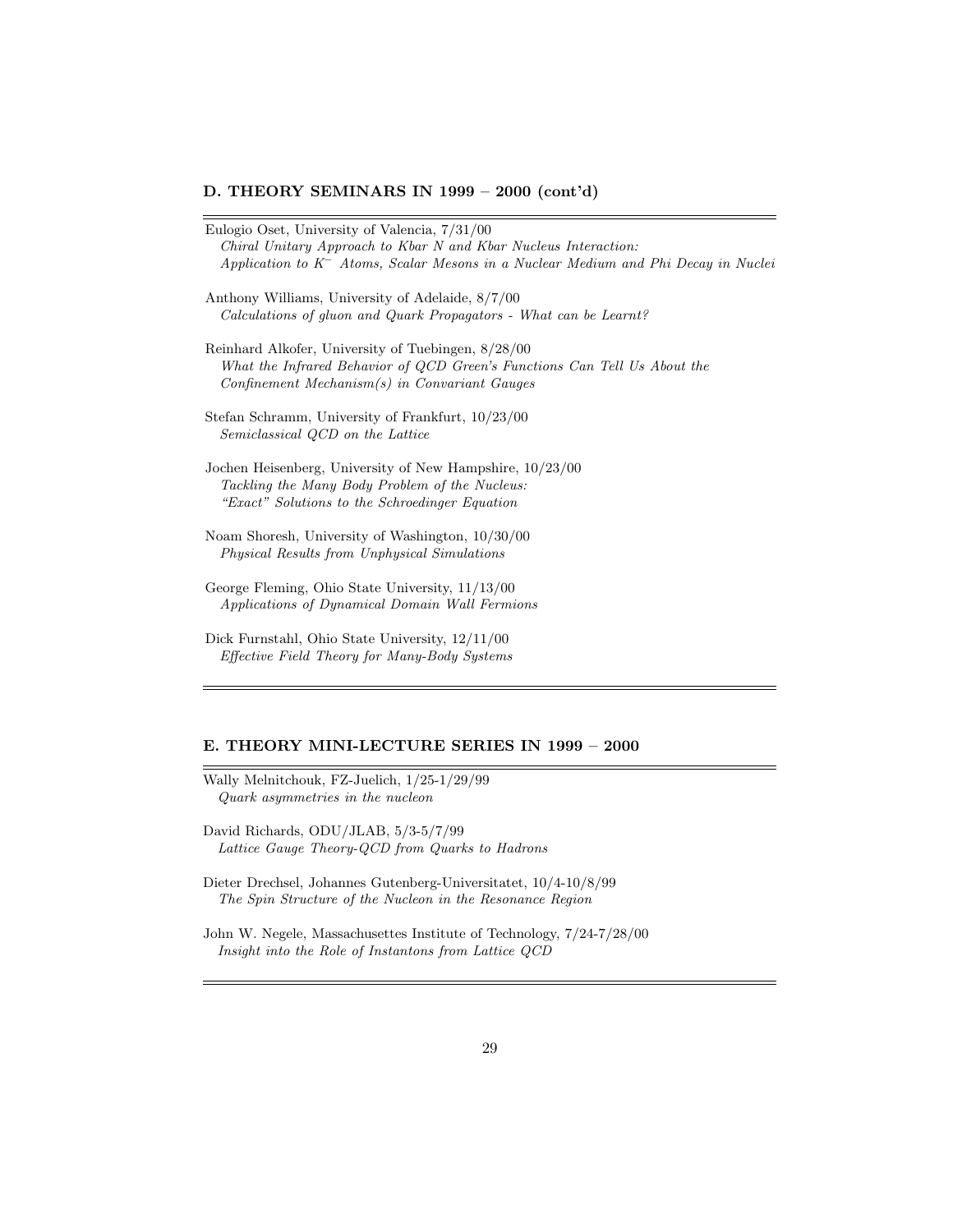### D. THEORY SEMINARS IN 1999 – 2000 (cont'd)

Eulogio Oset, University of Valencia, 7/31/00
*Chiral Unitary Approach to Kbar N and Kbar Nucleus Interaction: Application to $K^-$ Atoms, Scalar Mesons in a Nuclear Medium and Phi Decay in Nuclei*

Anthony Williams, University of Adelaide, 8/7/00
*Calculations of gluon and Quark Propagators - What can be Learnt?*

Reinhard Alkofer, University of Tuebingen, 8/28/00
*What the Infrared Behavior of QCD Green's Functions Can Tell Us About the Confinement Mechanism(s) in Convariant Gauges*

Stefan Schramm, University of Frankfurt, 10/23/00
*Semiclassical QCD on the Lattice*

Jochen Heisenberg, University of New Hampshire, 10/23/00
*Tackling the Many Body Problem of the Nucleus: "Exact" Solutions to the Schroedinger Equation*

Noam Shoresh, University of Washington, 10/30/00
*Physical Results from Unphysical Simulations*

George Fleming, Ohio State University, 11/13/00
*Applications of Dynamical Domain Wall Fermions*

Dick Furnstahl, Ohio State University, 12/11/00
*Effective Field Theory for Many-Body Systems*

### E. THEORY MINI-LECTURE SERIES IN 1999 – 2000

Wally Melnitchouk, FZ-Juelich, 1/25-1/29/99
*Quark asymmetries in the nucleon*

David Richards, ODU/JLAB, 5/3-5/7/99
*Lattice Gauge Theory-QCD from Quarks to Hadrons*

Dieter Drechsel, Johannes Gutenberg-Universitatet, 10/4-10/8/99
*The Spin Structure of the Nucleon in the Resonance Region*

John W. Negele, Massachusettes Institute of Technology, 7/24-7/28/00
*Insight into the Role of Instantons from Lattice QCD*